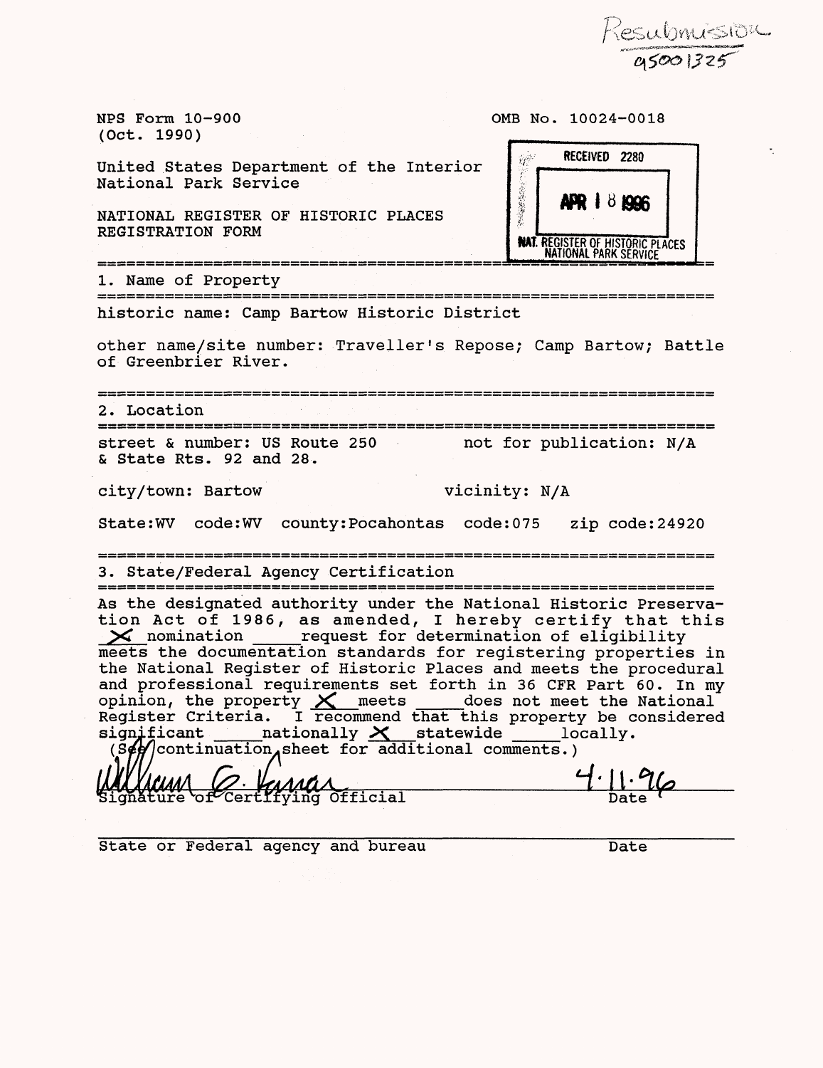Resubmission
95001325

NPS Form 10-900
(Oct. 1990)

OMB No. 10024-0018

United States Department of the Interior
National Park Service

NATIONAL REGISTER OF HISTORIC PLACES
REGISTRATION FORM

RECEIVED 2280

APR 18 1996

NAT. REGISTER OF HISTORIC PLACES
NATIONAL PARK SERVICE

## 1. Name of Property

historic name: Camp Bartow Historic District

other name/site number: Traveller's Repose; Camp Bartow; Battle of Greenbrier River.

## 2. Location

street & number: US Route 250 & State Rts. 92 and 28. not for publication: N/A

city/town: Bartow vicinity: N/A

State:WV code:WV county:Pocahontas code:075 zip code:24920

## 3. State/Federal Agency Certification

As the designated authority under the National Historic Preservation Act of 1986, as amended, I hereby certify that this X nomination ____ request for determination of eligibility meets the documentation standards for registering properties in the National Register of Historic Places and meets the procedural and professional requirements set forth in 36 CFR Part 60. In my opinion, the property X meets ____ does not meet the National Register Criteria. I recommend that this property be considered significant ____ nationally X statewide ____ locally. (See continuation sheet for additional comments.)

William G. Farrar
Signature of Certifying Official — Date: 4.11.96

State or Federal agency and bureau — Date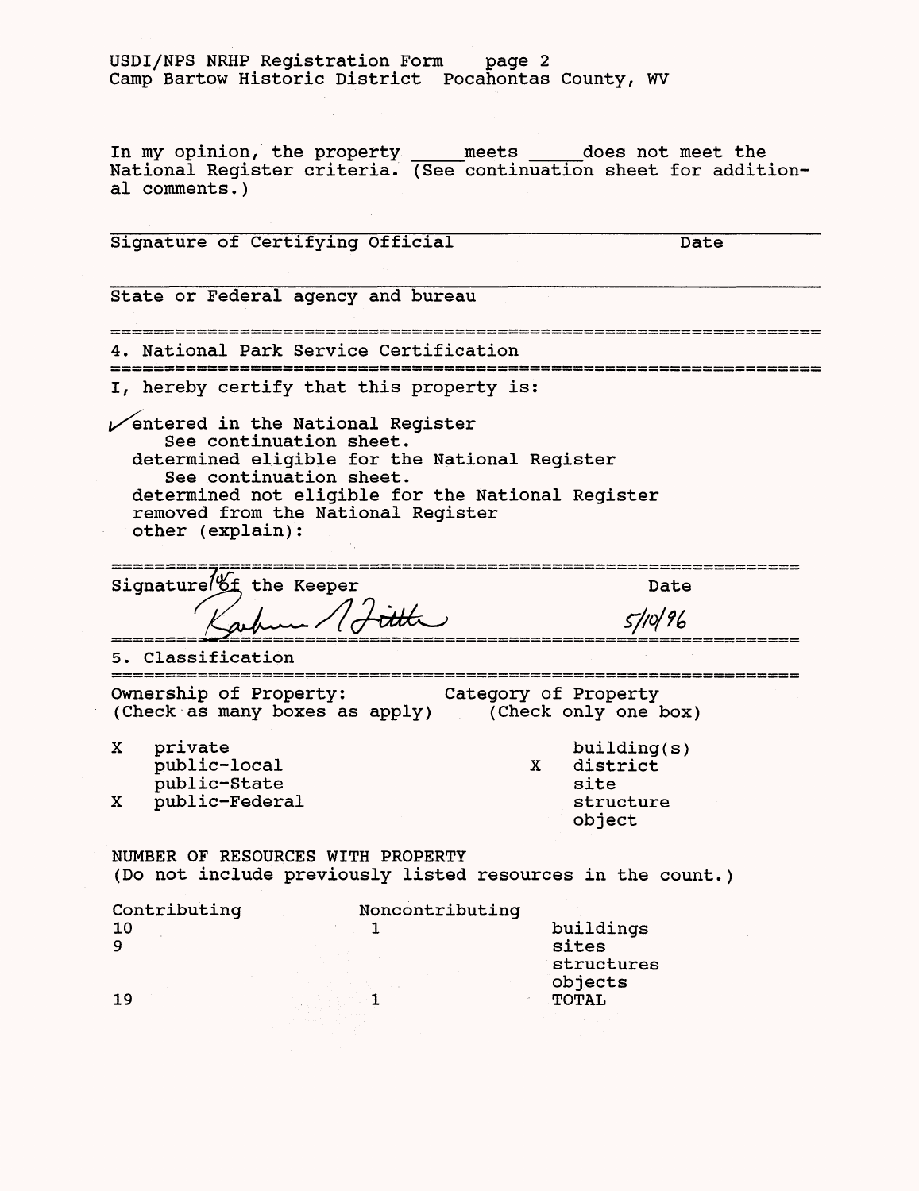In my opinion, the property _____ meets _____ does not meet the National Register criteria. (See continuation sheet for additional comments.)

Signature of Certifying Official Date

State or Federal agency and bureau

## 4. National Park Service Certification

I, hereby certify that this property is:

✓ entered in the National Register
 See continuation sheet.
 determined eligible for the National Register
 See continuation sheet.
 determined not eligible for the National Register
 removed from the National Register
 other (explain):

Signature of the Keeper Date

Barbara A. Little 5/10/96

## 5. Classification

Ownership of Property: (Check as many boxes as apply)

- X private
- public-local
- public-State
- X public-Federal

Category of Property (Check only one box)

- building(s)
- X district
- site
- structure
- object

NUMBER OF RESOURCES WITH PROPERTY
(Do not include previously listed resources in the count.)

| Contributing | Noncontributing | |
|---|---|---|
| 10 | 1 | buildings |
| 9 | | sites |
| | | structures |
| | | objects |
| 19 | 1 | TOTAL |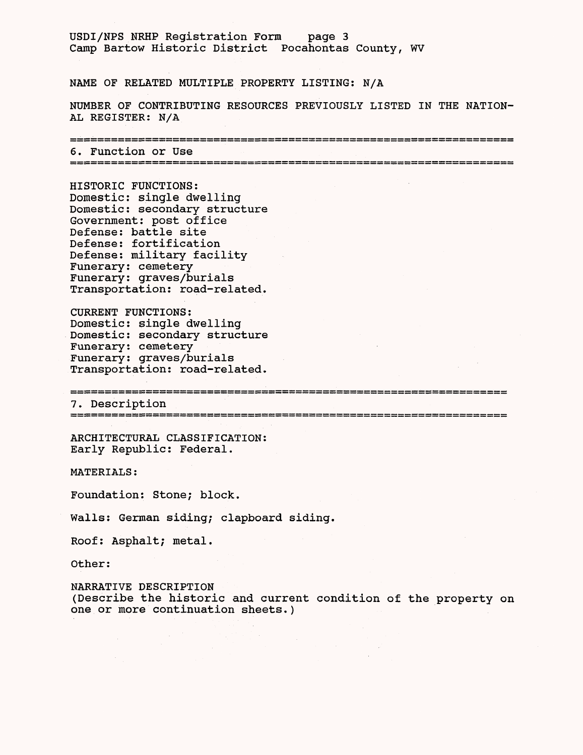NAME OF RELATED MULTIPLE PROPERTY LISTING: N/A

NUMBER OF CONTRIBUTING RESOURCES PREVIOUSLY LISTED IN THE NATIONAL REGISTER: N/A

## 6. Function or Use

HISTORIC FUNCTIONS:
Domestic: single dwelling
Domestic: secondary structure
Government: post office
Defense: battle site
Defense: fortification
Defense: military facility
Funerary: cemetery
Funerary: graves/burials
Transportation: road-related.

CURRENT FUNCTIONS:
Domestic: single dwelling
Domestic: secondary structure
Funerary: cemetery
Funerary: graves/burials
Transportation: road-related.

## 7. Description

ARCHITECTURAL CLASSIFICATION:
Early Republic: Federal.

MATERIALS:

Foundation: Stone; block.

Walls: German siding; clapboard siding.

Roof: Asphalt; metal.

Other:

NARRATIVE DESCRIPTION
(Describe the historic and current condition of the property on one or more continuation sheets.)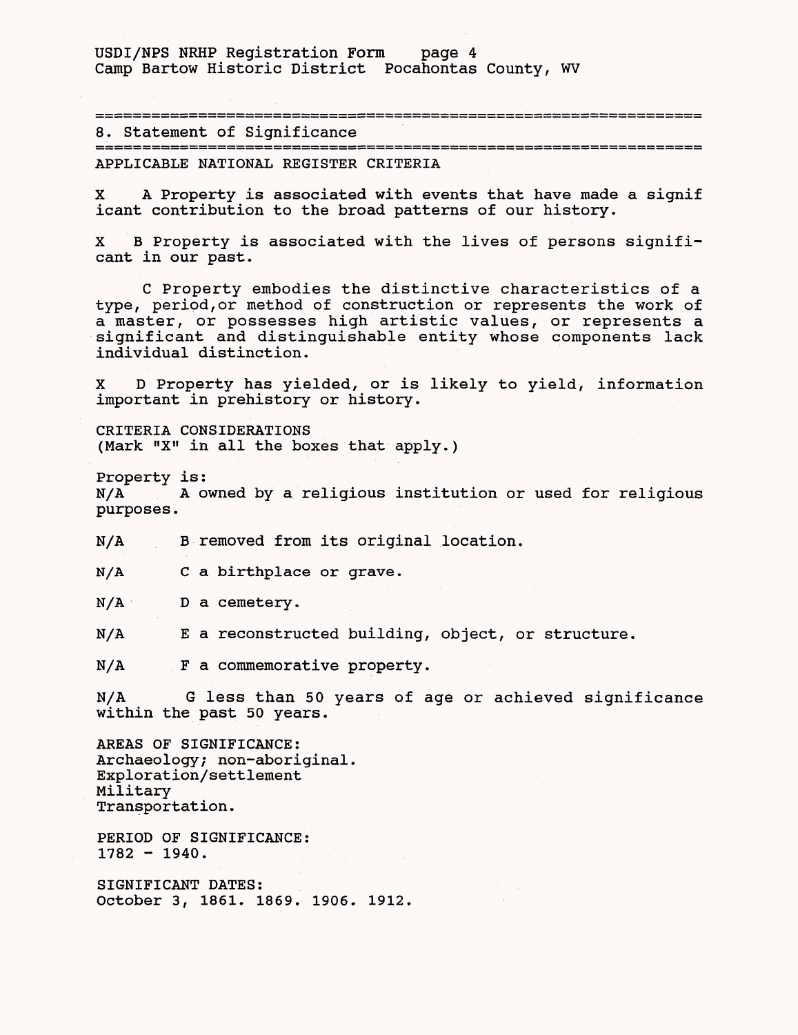## 8. Statement of Significance

APPLICABLE NATIONAL REGISTER CRITERIA

X A Property is associated with events that have made a significant contribution to the broad patterns of our history.

X B Property is associated with the lives of persons significant in our past.

C Property embodies the distinctive characteristics of a type, period, or method of construction or represents the work of a master, or possesses high artistic values, or represents a significant and distinguishable entity whose components lack individual distinction.

X D Property has yielded, or is likely to yield, information important in prehistory or history.

CRITERIA CONSIDERATIONS
(Mark "X" in all the boxes that apply.)

Property is:

N/A A owned by a religious institution or used for religious purposes.

N/A B removed from its original location.

N/A C a birthplace or grave.

N/A D a cemetery.

N/A E a reconstructed building, object, or structure.

N/A F a commemorative property.

N/A G less than 50 years of age or achieved significance within the past 50 years.

AREAS OF SIGNIFICANCE:
Archaeology; non-aboriginal.
Exploration/settlement
Military
Transportation.

PERIOD OF SIGNIFICANCE:
1782 - 1940.

SIGNIFICANT DATES:
October 3, 1861. 1869. 1906. 1912.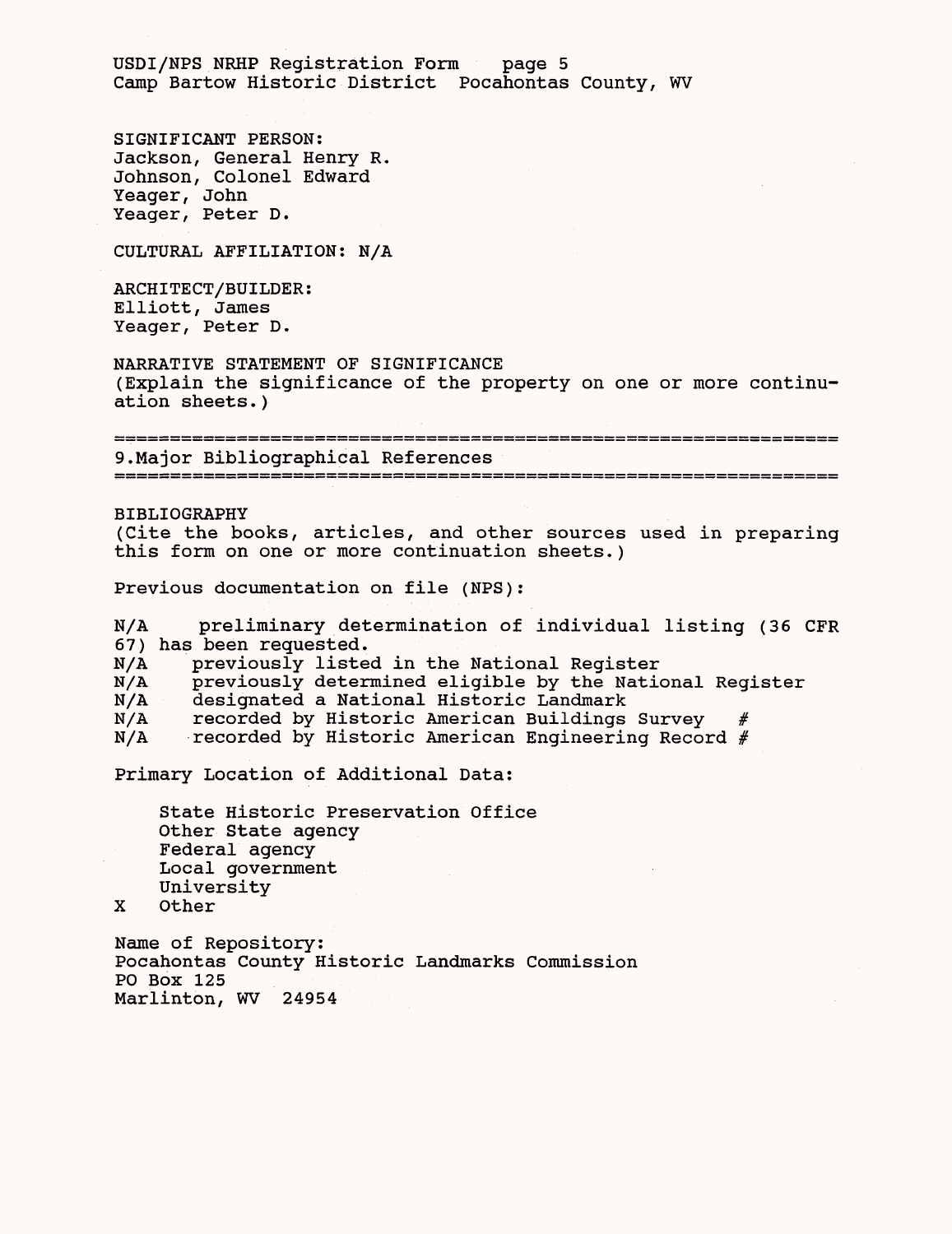SIGNIFICANT PERSON:
Jackson, General Henry R.
Johnson, Colonel Edward
Yeager, John
Yeager, Peter D.

CULTURAL AFFILIATION: N/A

ARCHITECT/BUILDER:
Elliott, James
Yeager, Peter D.

NARRATIVE STATEMENT OF SIGNIFICANCE
(Explain the significance of the property on one or more continuation sheets.)

## 9. Major Bibliographical References

BIBLIOGRAPHY
(Cite the books, articles, and other sources used in preparing this form on one or more continuation sheets.)

Previous documentation on file (NPS):

N/A preliminary determination of individual listing (36 CFR 67) has been requested.
N/A previously listed in the National Register
N/A previously determined eligible by the National Register
N/A designated a National Historic Landmark
N/A recorded by Historic American Buildings Survey #
N/A recorded by Historic American Engineering Record #

Primary Location of Additional Data:

- State Historic Preservation Office
- Other State agency
- Federal agency
- Local government
- University
- X Other

Name of Repository:
Pocahontas County Historic Landmarks Commission
PO Box 125
Marlinton, WV 24954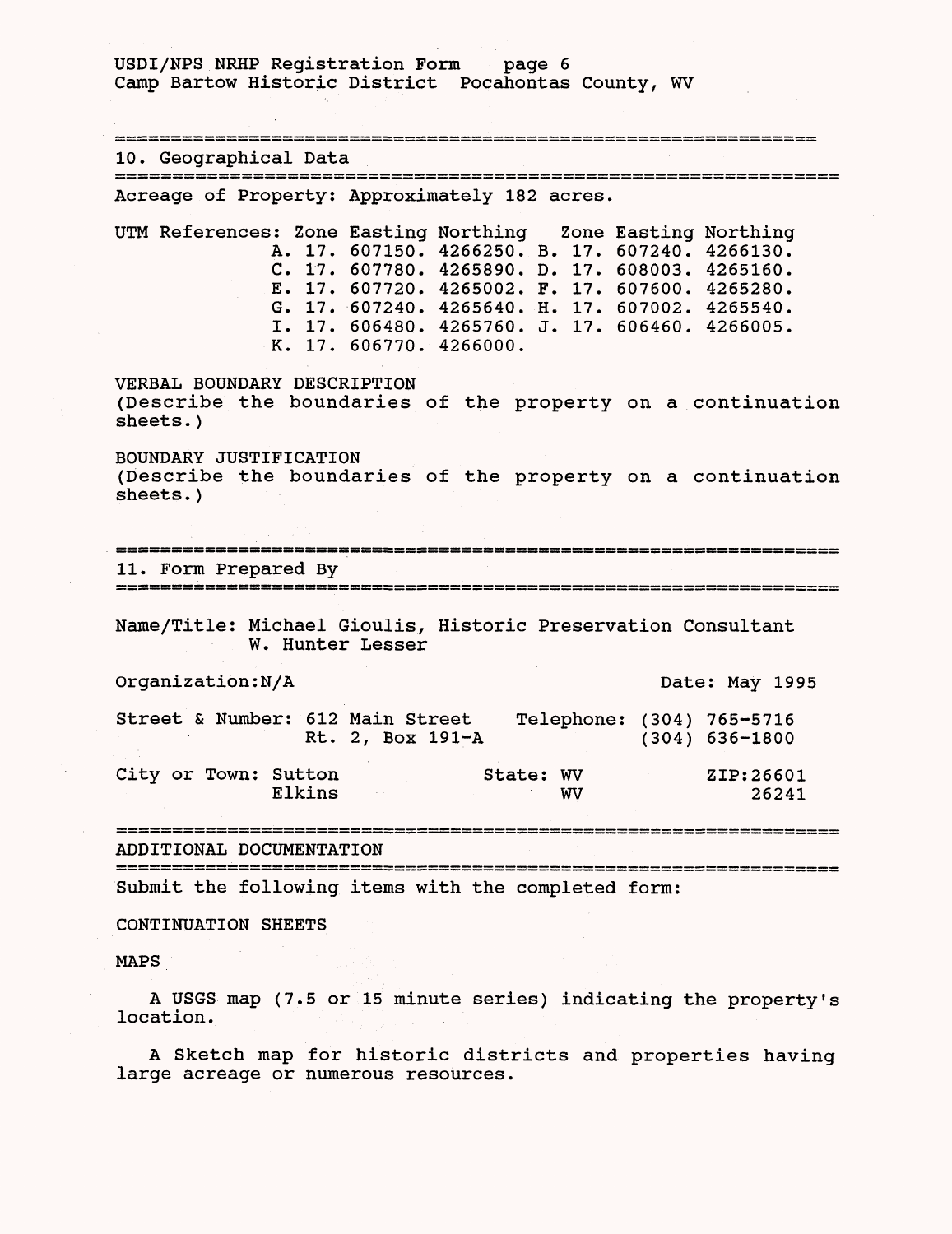## 10. Geographical Data

Acreage of Property: Approximately 182 acres.

UTM References:

| | Zone | Easting | Northing | | Zone | Easting | Northing |
|---|---|---|---|---|---|---|---|
| A. | 17. | 607150. | 4266250. | B. | 17. | 607240. | 4266130. |
| C. | 17. | 607780. | 4265890. | D. | 17. | 608003. | 4265160. |
| E. | 17. | 607720. | 4265002. | F. | 17. | 607600. | 4265280. |
| G. | 17. | 607240. | 4265640. | H. | 17. | 607002. | 4265540. |
| I. | 17. | 606480. | 4265760. | J. | 17. | 606460. | 4266005. |
| K. | 17. | 606770. | 4266000. | | | | |

VERBAL BOUNDARY DESCRIPTION
(Describe the boundaries of the property on a continuation sheets.)

BOUNDARY JUSTIFICATION
(Describe the boundaries of the property on a continuation sheets.)

## 11. Form Prepared By

Name/Title: Michael Gioulis, Historic Preservation Consultant
W. Hunter Lesser

Organization: N/A Date: May 1995

Street & Number: 612 Main Street Telephone: (304) 765-5716
Rt. 2, Box 191-A (304) 636-1800

City or Town: Sutton State: WV ZIP: 26601
Elkins WV 26241

## ADDITIONAL DOCUMENTATION

Submit the following items with the completed form:

CONTINUATION SHEETS

MAPS

A USGS map (7.5 or 15 minute series) indicating the property's location.

A Sketch map for historic districts and properties having large acreage or numerous resources.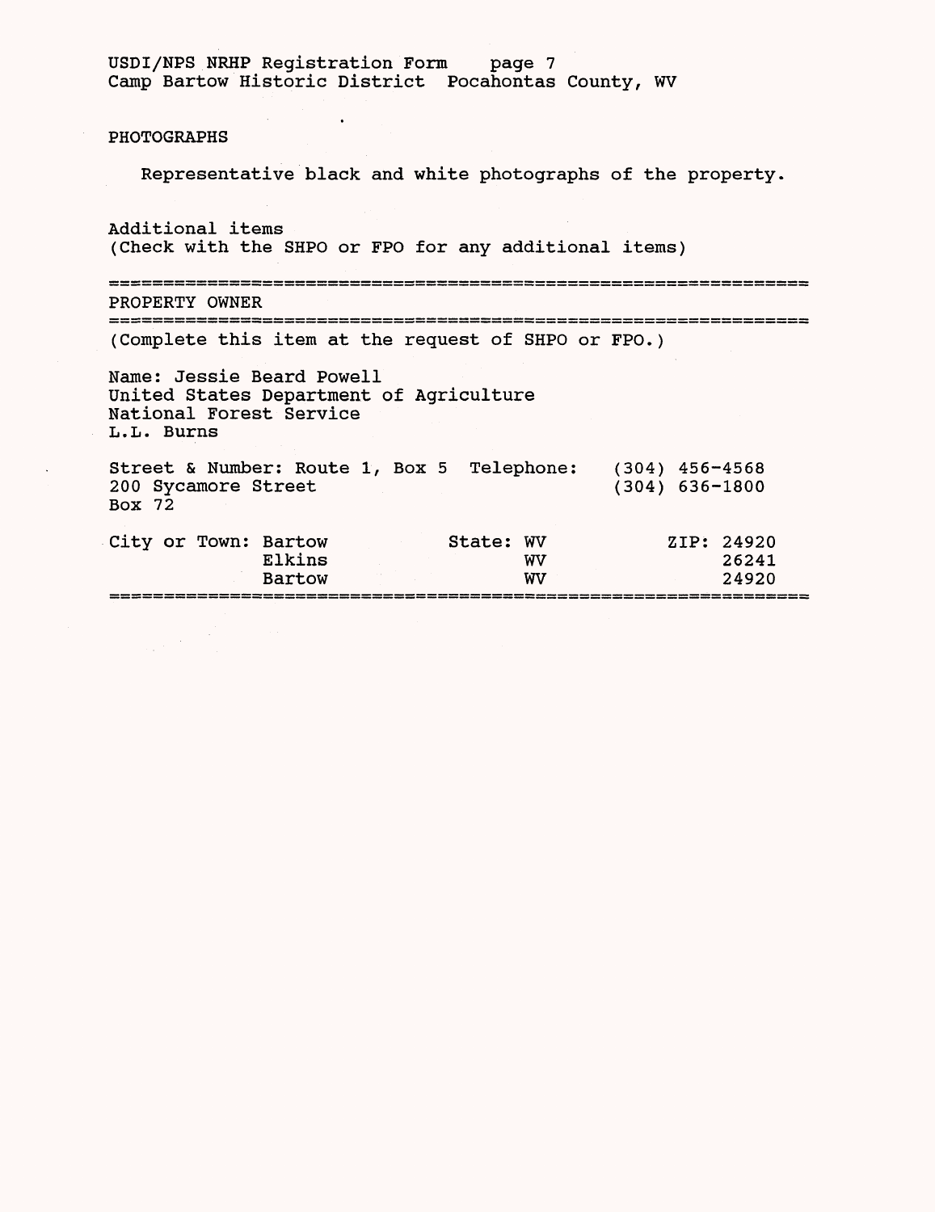## PHOTOGRAPHS

Representative black and white photographs of the property.

Additional items
(Check with the SHPO or FPO for any additional items)

## PROPERTY OWNER

(Complete this item at the request of SHPO or FPO.)

Name: Jessie Beard Powell
United States Department of Agriculture
National Forest Service
L.L. Burns

| Street & Number: | Telephone: |
|---|---|
| Route 1, Box 5 | (304) 456-4568 |
| 200 Sycamore Street | (304) 636-1800 |
| Box 72 | |

| City or Town: | State: | ZIP: |
|---|---|---|
| Bartow | WV | 24920 |
| Elkins | WV | 26241 |
| Bartow | WV | 24920 |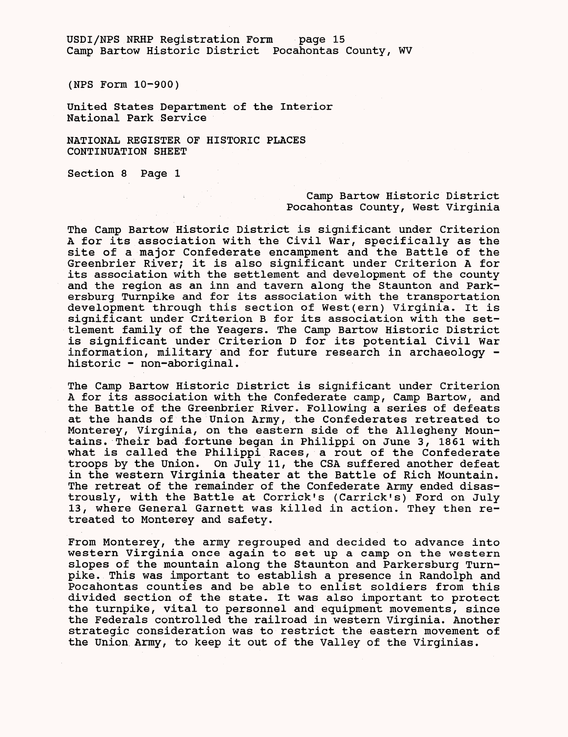(NPS Form 10-900)

United States Department of the Interior
National Park Service

NATIONAL REGISTER OF HISTORIC PLACES
CONTINUATION SHEET

Section 8 Page 1

Camp Bartow Historic District
Pocahontas County, West Virginia

The Camp Bartow Historic District is significant under Criterion A for its association with the Civil War, specifically as the site of a major Confederate encampment and the Battle of the Greenbrier River; it is also significant under Criterion A for its association with the settlement and development of the county and the region as an inn and tavern along the Staunton and Parkersburg Turnpike and for its association with the transportation development through this section of West(ern) Virginia. It is significant under Criterion B for its association with the settlement family of the Yeagers. The Camp Bartow Historic District is significant under Criterion D for its potential Civil War information, military and for future research in archaeology - historic - non-aboriginal.

The Camp Bartow Historic District is significant under Criterion A for its association with the Confederate camp, Camp Bartow, and the Battle of the Greenbrier River. Following a series of defeats at the hands of the Union Army, the Confederates retreated to Monterey, Virginia, on the eastern side of the Allegheny Mountains. Their bad fortune began in Philippi on June 3, 1861 with what is called the Philippi Races, a rout of the Confederate troops by the Union. On July 11, the CSA suffered another defeat in the western Virginia theater at the Battle of Rich Mountain. The retreat of the remainder of the Confederate Army ended disastrously, with the Battle at Corrick's (Carrick's) Ford on July 13, where General Garnett was killed in action. They then retreated to Monterey and safety.

From Monterey, the army regrouped and decided to advance into western Virginia once again to set up a camp on the western slopes of the mountain along the Staunton and Parkersburg Turnpike. This was important to establish a presence in Randolph and Pocahontas counties and be able to enlist soldiers from this divided section of the state. It was also important to protect the turnpike, vital to personnel and equipment movements, since the Federals controlled the railroad in western Virginia. Another strategic consideration was to restrict the eastern movement of the Union Army, to keep it out of the Valley of the Virginias.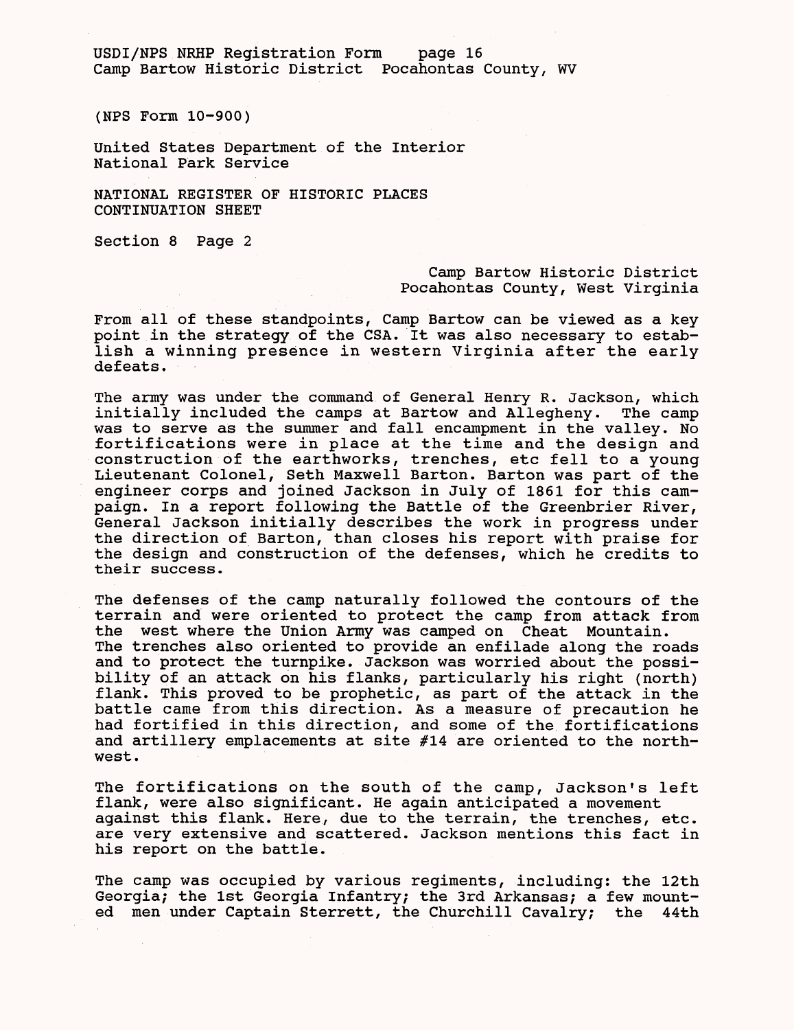(NPS Form 10-900)

United States Department of the Interior
National Park Service

NATIONAL REGISTER OF HISTORIC PLACES
CONTINUATION SHEET

Section 8 Page 2

Camp Bartow Historic District
Pocahontas County, West Virginia

From all of these standpoints, Camp Bartow can be viewed as a key point in the strategy of the CSA. It was also necessary to establish a winning presence in western Virginia after the early defeats.

The army was under the command of General Henry R. Jackson, which initially included the camps at Bartow and Allegheny. The camp was to serve as the summer and fall encampment in the valley. No fortifications were in place at the time and the design and construction of the earthworks, trenches, etc fell to a young Lieutenant Colonel, Seth Maxwell Barton. Barton was part of the engineer corps and joined Jackson in July of 1861 for this campaign. In a report following the Battle of the Greenbrier River, General Jackson initially describes the work in progress under the direction of Barton, than closes his report with praise for the design and construction of the defenses, which he credits to their success.

The defenses of the camp naturally followed the contours of the terrain and were oriented to protect the camp from attack from the west where the Union Army was camped on Cheat Mountain. The trenches also oriented to provide an enfilade along the roads and to protect the turnpike. Jackson was worried about the possibility of an attack on his flanks, particularly his right (north) flank. This proved to be prophetic, as part of the attack in the battle came from this direction. As a measure of precaution he had fortified in this direction, and some of the fortifications and artillery emplacements at site #14 are oriented to the northwest.

The fortifications on the south of the camp, Jackson's left flank, were also significant. He again anticipated a movement against this flank. Here, due to the terrain, the trenches, etc. are very extensive and scattered. Jackson mentions this fact in his report on the battle.

The camp was occupied by various regiments, including: the 12th Georgia; the 1st Georgia Infantry; the 3rd Arkansas; a few mounted men under Captain Sterrett, the Churchill Cavalry; the 44th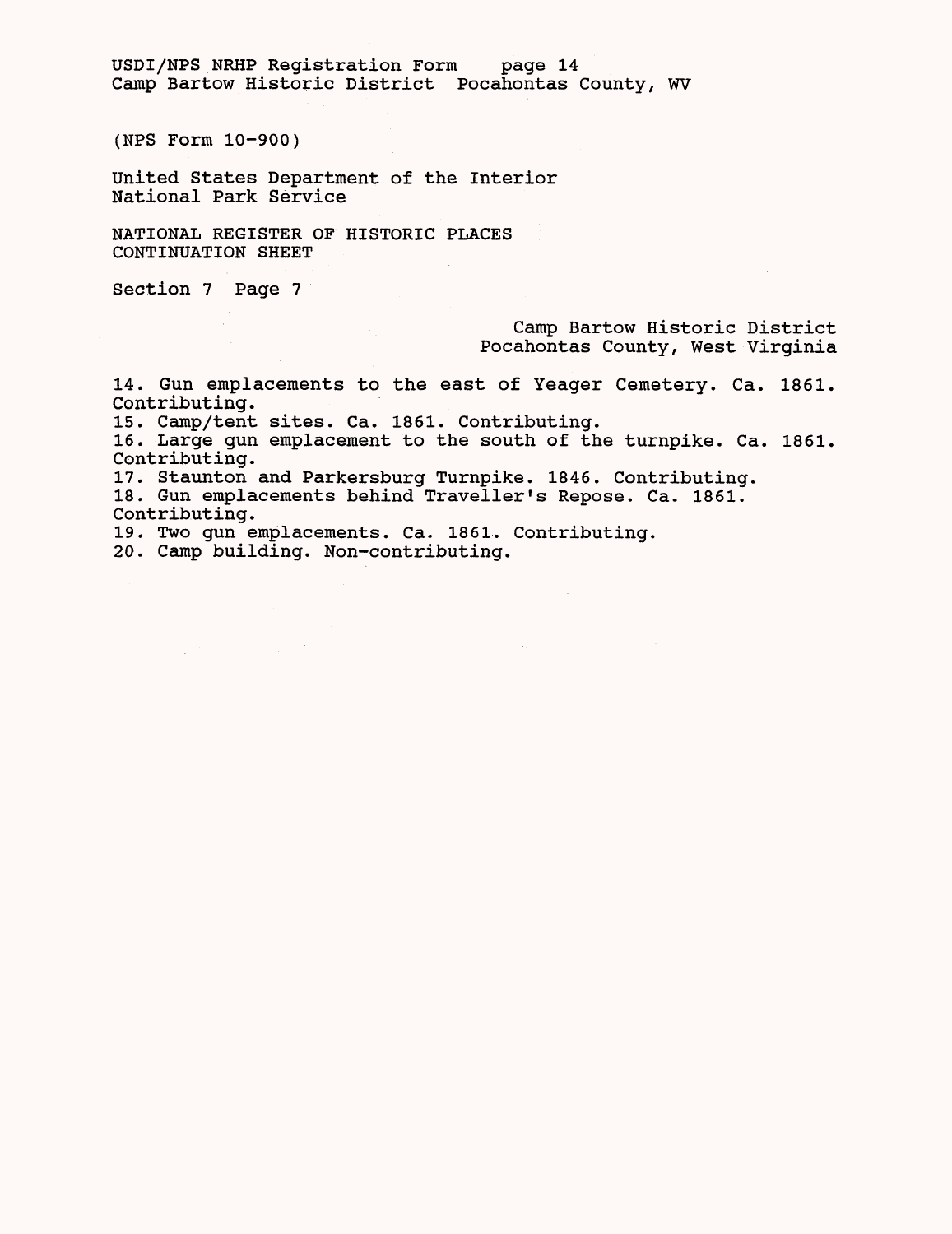(NPS Form 10-900)

United States Department of the Interior
National Park Service

NATIONAL REGISTER OF HISTORIC PLACES
CONTINUATION SHEET

Section 7 Page 7

Camp Bartow Historic District
Pocahontas County, West Virginia

14. Gun emplacements to the east of Yeager Cemetery. Ca. 1861. Contributing.
15. Camp/tent sites. Ca. 1861. Contributing.
16. Large gun emplacement to the south of the turnpike. Ca. 1861. Contributing.
17. Staunton and Parkersburg Turnpike. 1846. Contributing.
18. Gun emplacements behind Traveller's Repose. Ca. 1861. Contributing.
19. Two gun emplacements. Ca. 1861. Contributing.
20. Camp building. Non-contributing.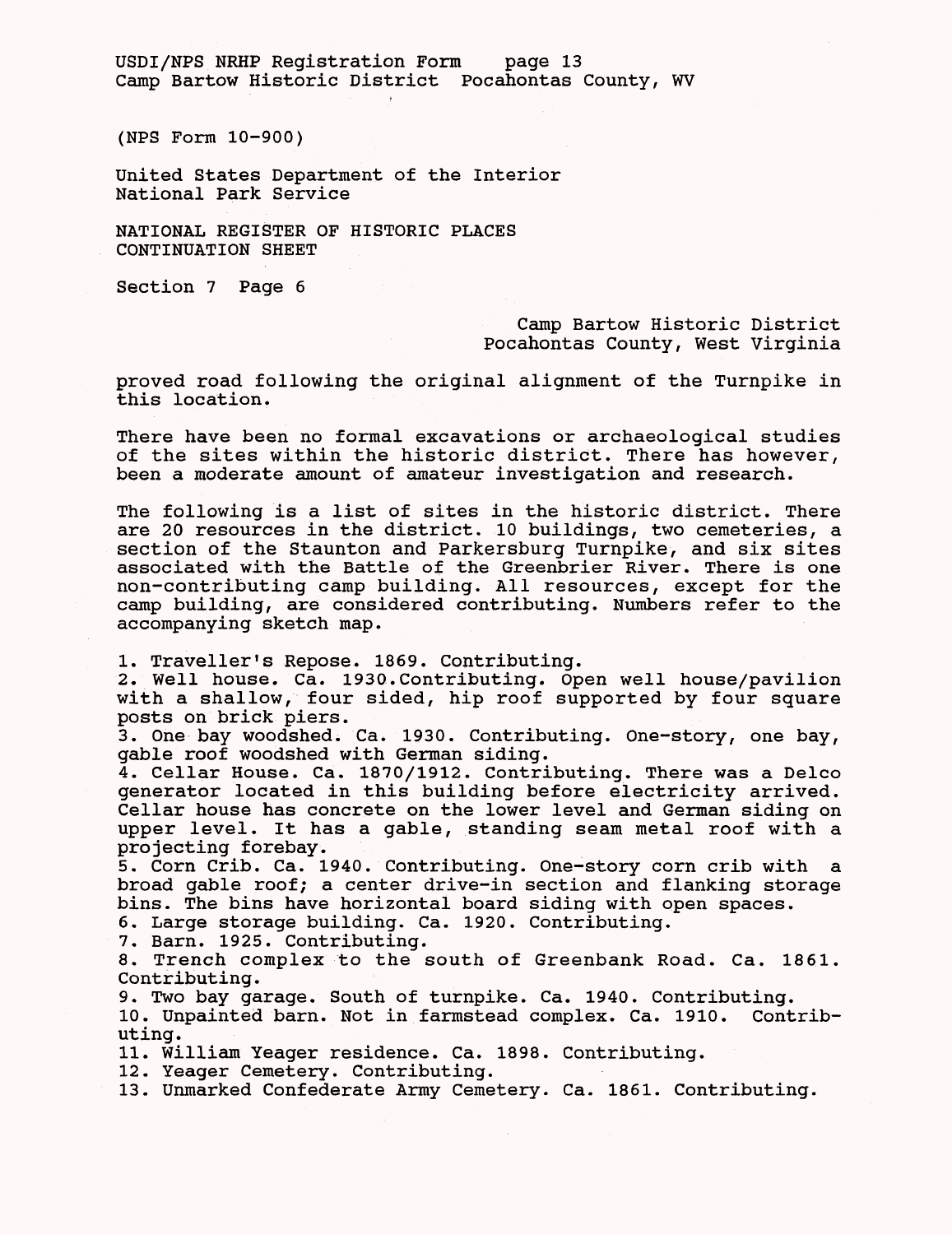proved road following the original alignment of the Turnpike in this location.

There have been no formal excavations or archaeological studies of the sites within the historic district. There has however, been a moderate amount of amateur investigation and research.

The following is a list of sites in the historic district. There are 20 resources in the district. 10 buildings, two cemeteries, a section of the Staunton and Parkersburg Turnpike, and six sites associated with the Battle of the Greenbrier River. There is one non-contributing camp building. All resources, except for the camp building, are considered contributing. Numbers refer to the accompanying sketch map.

1. Traveller's Repose. 1869. Contributing.
2. Well house. Ca. 1930.Contributing. Open well house/pavilion with a shallow, four sided, hip roof supported by four square posts on brick piers.
3. One bay woodshed. Ca. 1930. Contributing. One-story, one bay, gable roof woodshed with German siding.
4. Cellar House. Ca. 1870/1912. Contributing. There was a Delco generator located in this building before electricity arrived. Cellar house has concrete on the lower level and German siding on upper level. It has a gable, standing seam metal roof with a projecting forebay.
5. Corn Crib. Ca. 1940. Contributing. One-story corn crib with a broad gable roof; a center drive-in section and flanking storage bins. The bins have horizontal board siding with open spaces.
6. Large storage building. Ca. 1920. Contributing.
7. Barn. 1925. Contributing.
8. Trench complex to the south of Greenbank Road. Ca. 1861. Contributing.
9. Two bay garage. South of turnpike. Ca. 1940. Contributing.
10. Unpainted barn. Not in farmstead complex. Ca. 1910. Contributing.
11. William Yeager residence. Ca. 1898. Contributing.
12. Yeager Cemetery. Contributing.
13. Unmarked Confederate Army Cemetery. Ca. 1861. Contributing.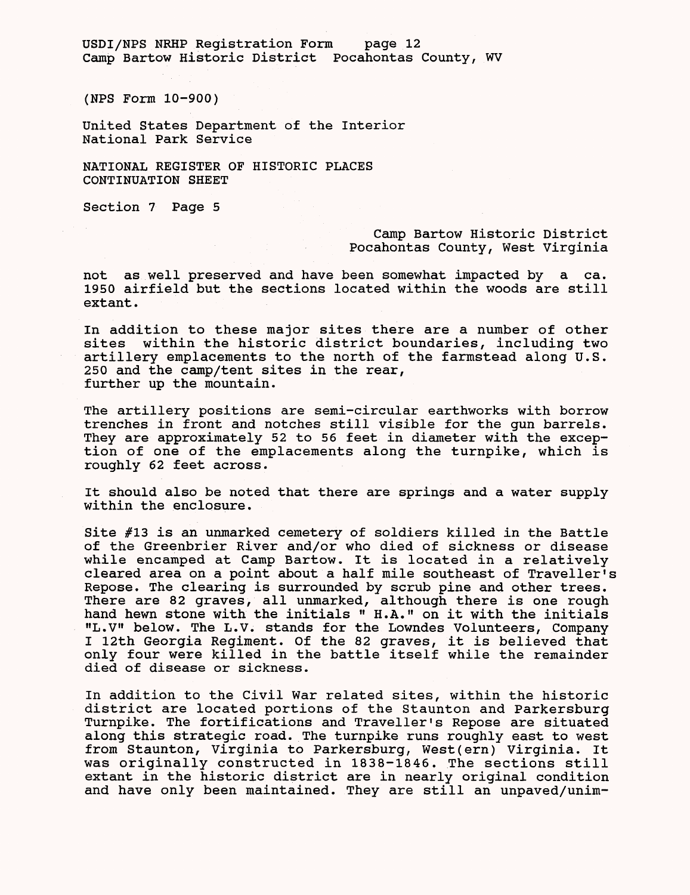(NPS Form 10-900)

United States Department of the Interior
National Park Service

NATIONAL REGISTER OF HISTORIC PLACES
CONTINUATION SHEET

Section 7 Page 5

Camp Bartow Historic District
Pocahontas County, West Virginia

not as well preserved and have been somewhat impacted by a ca. 1950 airfield but the sections located within the woods are still extant.

In addition to these major sites there are a number of other sites within the historic district boundaries, including two artillery emplacements to the north of the farmstead along U.S. 250 and the camp/tent sites in the rear, further up the mountain.

The artillery positions are semi-circular earthworks with borrow trenches in front and notches still visible for the gun barrels. They are approximately 52 to 56 feet in diameter with the exception of one of the emplacements along the turnpike, which is roughly 62 feet across.

It should also be noted that there are springs and a water supply within the enclosure.

Site #13 is an unmarked cemetery of soldiers killed in the Battle of the Greenbrier River and/or who died of sickness or disease while encamped at Camp Bartow. It is located in a relatively cleared area on a point about a half mile southeast of Traveller's Repose. The clearing is surrounded by scrub pine and other trees. There are 82 graves, all unmarked, although there is one rough hand hewn stone with the initials " H.A." on it with the initials "L.V" below. The L.V. stands for the Lowndes Volunteers, Company I 12th Georgia Regiment. Of the 82 graves, it is believed that only four were killed in the battle itself while the remainder died of disease or sickness.

In addition to the Civil War related sites, within the historic district are located portions of the Staunton and Parkersburg Turnpike. The fortifications and Traveller's Repose are situated along this strategic road. The turnpike runs roughly east to west from Staunton, Virginia to Parkersburg, West(ern) Virginia. It was originally constructed in 1838-1846. The sections still extant in the historic district are in nearly original condition and have only been maintained. They are still an unpaved/unim-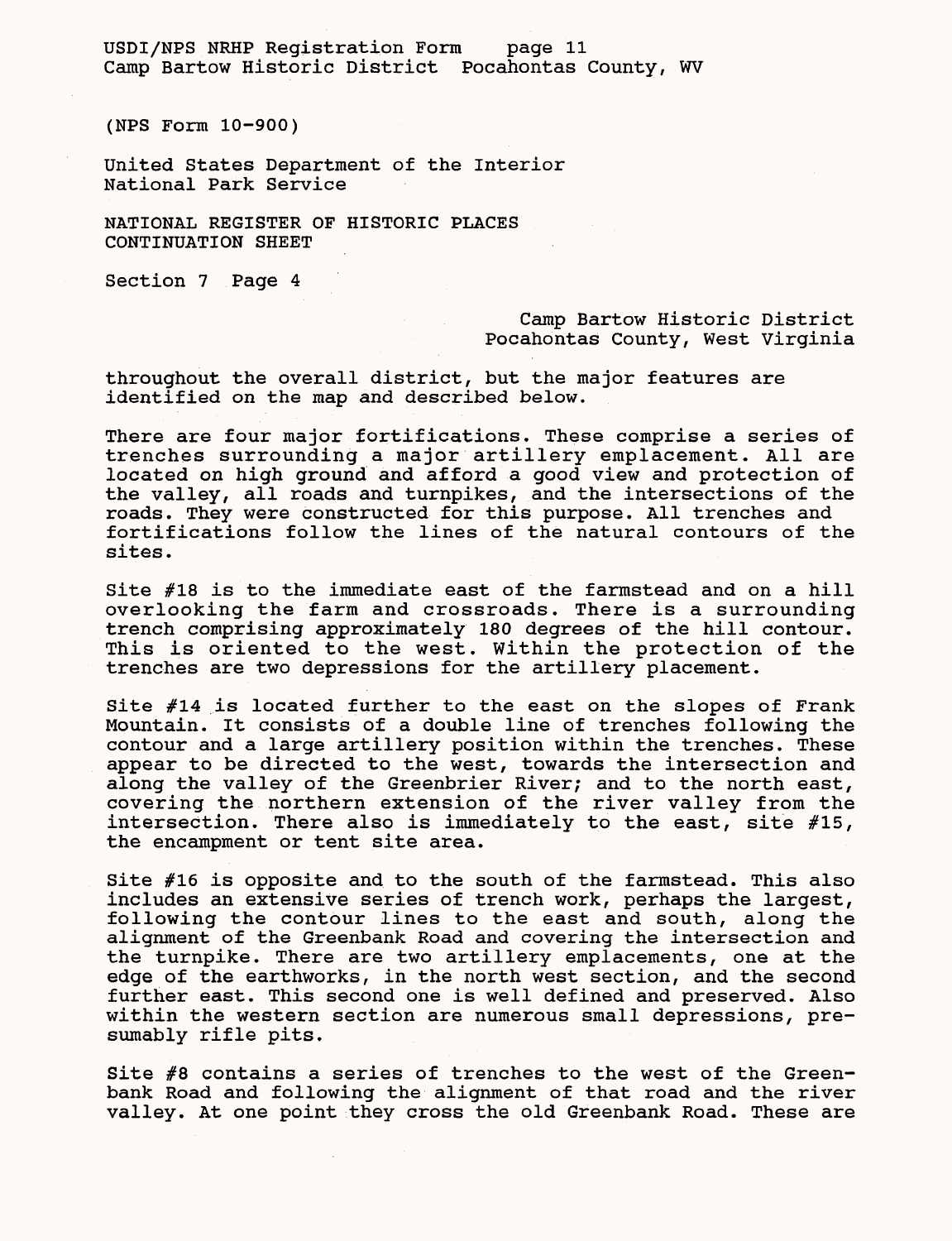(NPS Form 10-900)

United States Department of the Interior
National Park Service

NATIONAL REGISTER OF HISTORIC PLACES
CONTINUATION SHEET

Section 7 Page 4

Camp Bartow Historic District
Pocahontas County, West Virginia

throughout the overall district, but the major features are identified on the map and described below.

There are four major fortifications. These comprise a series of trenches surrounding a major artillery emplacement. All are located on high ground and afford a good view and protection of the valley, all roads and turnpikes, and the intersections of the roads. They were constructed for this purpose. All trenches and fortifications follow the lines of the natural contours of the sites.

Site #18 is to the immediate east of the farmstead and on a hill overlooking the farm and crossroads. There is a surrounding trench comprising approximately 180 degrees of the hill contour. This is oriented to the west. Within the protection of the trenches are two depressions for the artillery placement.

Site #14 is located further to the east on the slopes of Frank Mountain. It consists of a double line of trenches following the contour and a large artillery position within the trenches. These appear to be directed to the west, towards the intersection and along the valley of the Greenbrier River; and to the north east, covering the northern extension of the river valley from the intersection. There also is immediately to the east, site #15, the encampment or tent site area.

Site #16 is opposite and to the south of the farmstead. This also includes an extensive series of trench work, perhaps the largest, following the contour lines to the east and south, along the alignment of the Greenbank Road and covering the intersection and the turnpike. There are two artillery emplacements, one at the edge of the earthworks, in the north west section, and the second further east. This second one is well defined and preserved. Also within the western section are numerous small depressions, presumably rifle pits.

Site #8 contains a series of trenches to the west of the Greenbank Road and following the alignment of that road and the river valley. At one point they cross the old Greenbank Road. These are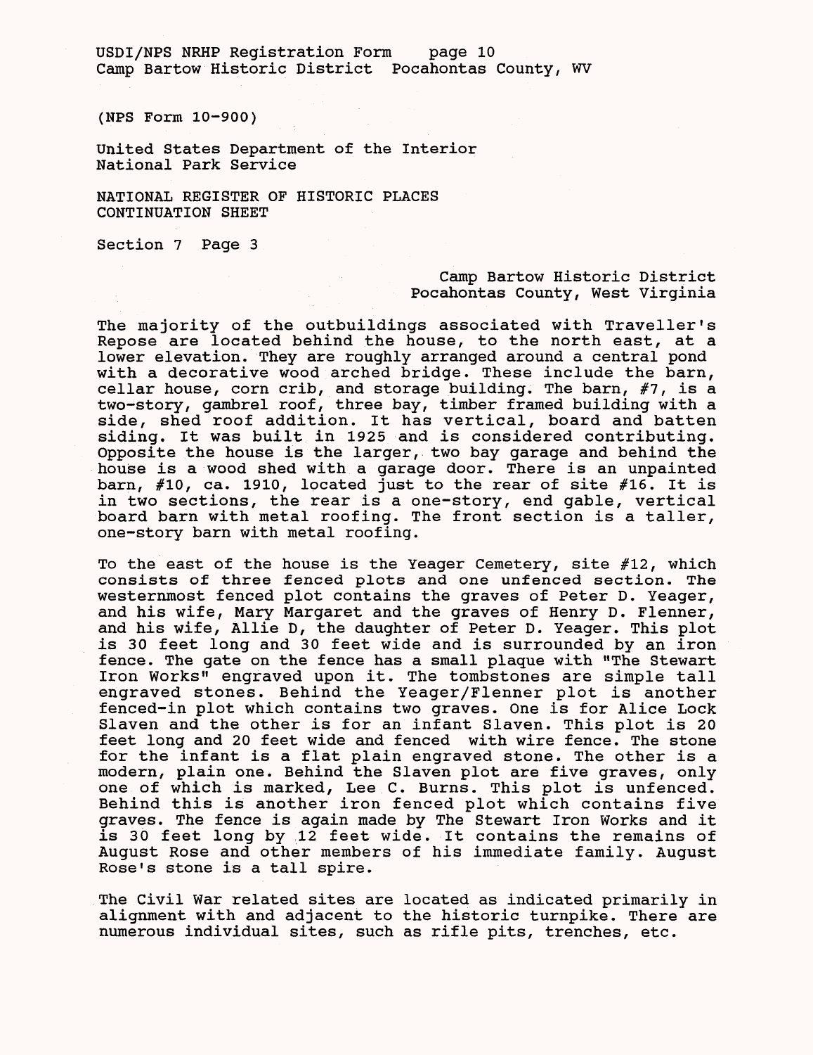(NPS Form 10-900)

United States Department of the Interior
National Park Service

NATIONAL REGISTER OF HISTORIC PLACES
CONTINUATION SHEET

Section 7 Page 3

Camp Bartow Historic District
Pocahontas County, West Virginia

The majority of the outbuildings associated with Traveller's Repose are located behind the house, to the north east, at a lower elevation. They are roughly arranged around a central pond with a decorative wood arched bridge. These include the barn, cellar house, corn crib, and storage building. The barn, #7, is a two-story, gambrel roof, three bay, timber framed building with a side, shed roof addition. It has vertical, board and batten siding. It was built in 1925 and is considered contributing. Opposite the house is the larger, two bay garage and behind the house is a wood shed with a garage door. There is an unpainted barn, #10, ca. 1910, located just to the rear of site #16. It is in two sections, the rear is a one-story, end gable, vertical board barn with metal roofing. The front section is a taller, one-story barn with metal roofing.

To the east of the house is the Yeager Cemetery, site #12, which consists of three fenced plots and one unfenced section. The westernmost fenced plot contains the graves of Peter D. Yeager, and his wife, Mary Margaret and the graves of Henry D. Flenner, and his wife, Allie D, the daughter of Peter D. Yeager. This plot is 30 feet long and 30 feet wide and is surrounded by an iron fence. The gate on the fence has a small plaque with "The Stewart Iron Works" engraved upon it. The tombstones are simple tall engraved stones. Behind the Yeager/Flenner plot is another fenced-in plot which contains two graves. One is for Alice Lock Slaven and the other is for an infant Slaven. This plot is 20 feet long and 20 feet wide and fenced with wire fence. The stone for the infant is a flat plain engraved stone. The other is a modern, plain one. Behind the Slaven plot are five graves, only one of which is marked, Lee C. Burns. This plot is unfenced. Behind this is another iron fenced plot which contains five graves. The fence is again made by The Stewart Iron Works and it is 30 feet long by 12 feet wide. It contains the remains of August Rose and other members of his immediate family. August Rose's stone is a tall spire.

The Civil War related sites are located as indicated primarily in alignment with and adjacent to the historic turnpike. There are numerous individual sites, such as rifle pits, trenches, etc.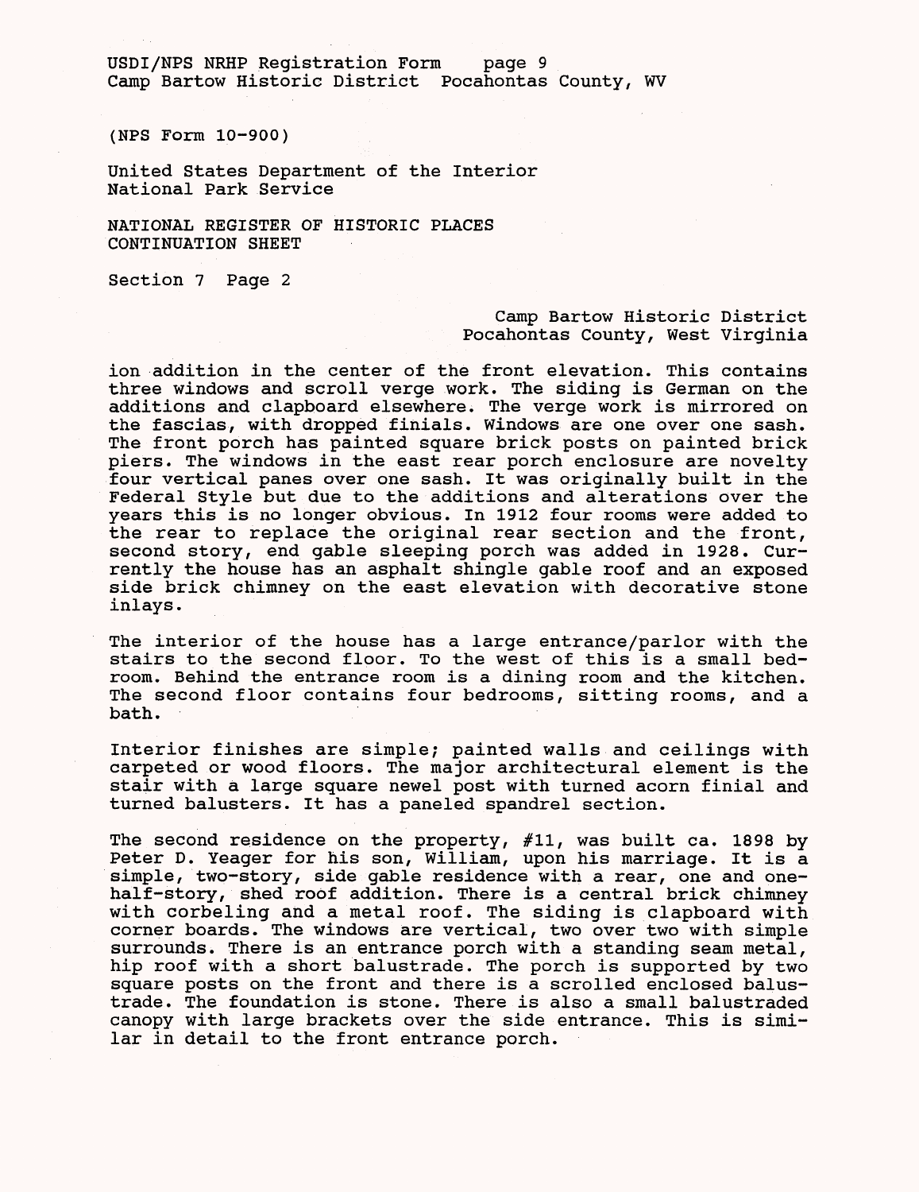(NPS Form 10-900)

United States Department of the Interior
National Park Service

NATIONAL REGISTER OF HISTORIC PLACES
CONTINUATION SHEET

Section 7 Page 2

Camp Bartow Historic District
Pocahontas County, West Virginia

ion addition in the center of the front elevation. This contains three windows and scroll verge work. The siding is German on the additions and clapboard elsewhere. The verge work is mirrored on the fascias, with dropped finials. Windows are one over one sash. The front porch has painted square brick posts on painted brick piers. The windows in the east rear porch enclosure are novelty four vertical panes over one sash. It was originally built in the Federal Style but due to the additions and alterations over the years this is no longer obvious. In 1912 four rooms were added to the rear to replace the original rear section and the front, second story, end gable sleeping porch was added in 1928. Currently the house has an asphalt shingle gable roof and an exposed side brick chimney on the east elevation with decorative stone inlays.

The interior of the house has a large entrance/parlor with the stairs to the second floor. To the west of this is a small bedroom. Behind the entrance room is a dining room and the kitchen. The second floor contains four bedrooms, sitting rooms, and a bath.

Interior finishes are simple; painted walls and ceilings with carpeted or wood floors. The major architectural element is the stair with a large square newel post with turned acorn finial and turned balusters. It has a paneled spandrel section.

The second residence on the property, #11, was built ca. 1898 by Peter D. Yeager for his son, William, upon his marriage. It is a simple, two-story, side gable residence with a rear, one and one-half-story, shed roof addition. There is a central brick chimney with corbeling and a metal roof. The siding is clapboard with corner boards. The windows are vertical, two over two with simple surrounds. There is an entrance porch with a standing seam metal, hip roof with a short balustrade. The porch is supported by two square posts on the front and there is a scrolled enclosed balustrade. The foundation is stone. There is also a small balustraded canopy with large brackets over the side entrance. This is similar in detail to the front entrance porch.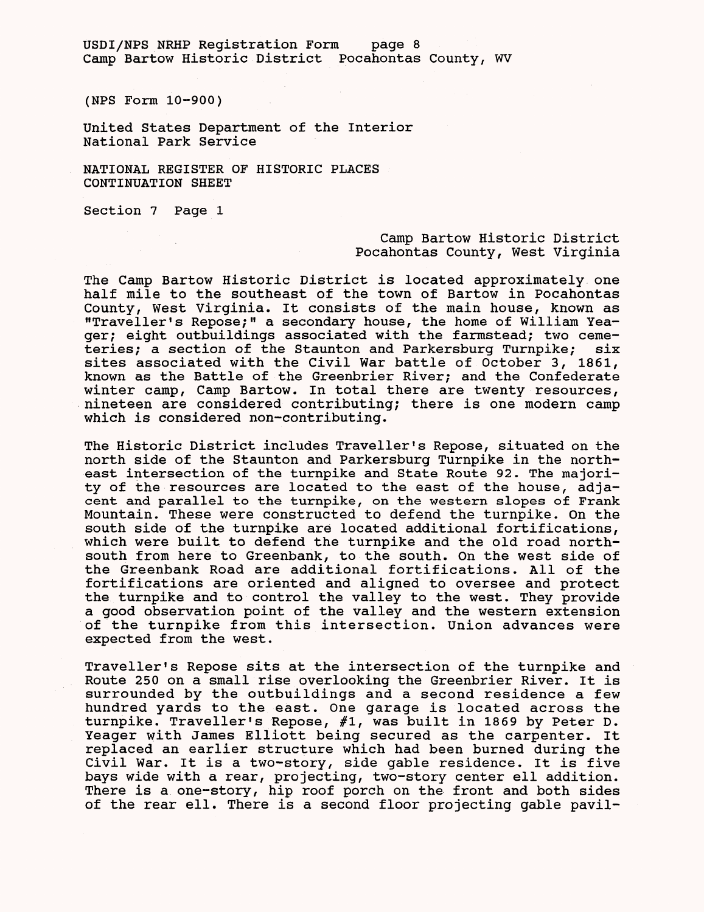(NPS Form 10-900)

United States Department of the Interior
National Park Service

NATIONAL REGISTER OF HISTORIC PLACES
CONTINUATION SHEET

Section 7 Page 1

Camp Bartow Historic District
Pocahontas County, West Virginia

The Camp Bartow Historic District is located approximately one half mile to the southeast of the town of Bartow in Pocahontas County, West Virginia. It consists of the main house, known as "Traveller's Repose;" a secondary house, the home of William Yeager; eight outbuildings associated with the farmstead; two cemeteries; a section of the Staunton and Parkersburg Turnpike; six sites associated with the Civil War battle of October 3, 1861, known as the Battle of the Greenbrier River; and the Confederate winter camp, Camp Bartow. In total there are twenty resources, nineteen are considered contributing; there is one modern camp which is considered non-contributing.

The Historic District includes Traveller's Repose, situated on the north side of the Staunton and Parkersburg Turnpike in the northeast intersection of the turnpike and State Route 92. The majority of the resources are located to the east of the house, adjacent and parallel to the turnpike, on the western slopes of Frank Mountain. These were constructed to defend the turnpike. On the south side of the turnpike are located additional fortifications, which were built to defend the turnpike and the old road north-south from here to Greenbank, to the south. On the west side of the Greenbank Road are additional fortifications. All of the fortifications are oriented and aligned to oversee and protect the turnpike and to control the valley to the west. They provide a good observation point of the valley and the western extension of the turnpike from this intersection. Union advances were expected from the west.

Traveller's Repose sits at the intersection of the turnpike and Route 250 on a small rise overlooking the Greenbrier River. It is surrounded by the outbuildings and a second residence a few hundred yards to the east. One garage is located across the turnpike. Traveller's Repose, #1, was built in 1869 by Peter D. Yeager with James Elliott being secured as the carpenter. It replaced an earlier structure which had been burned during the Civil War. It is a two-story, side gable residence. It is five bays wide with a rear, projecting, two-story center ell addition. There is a one-story, hip roof porch on the front and both sides of the rear ell. There is a second floor projecting gable pavil-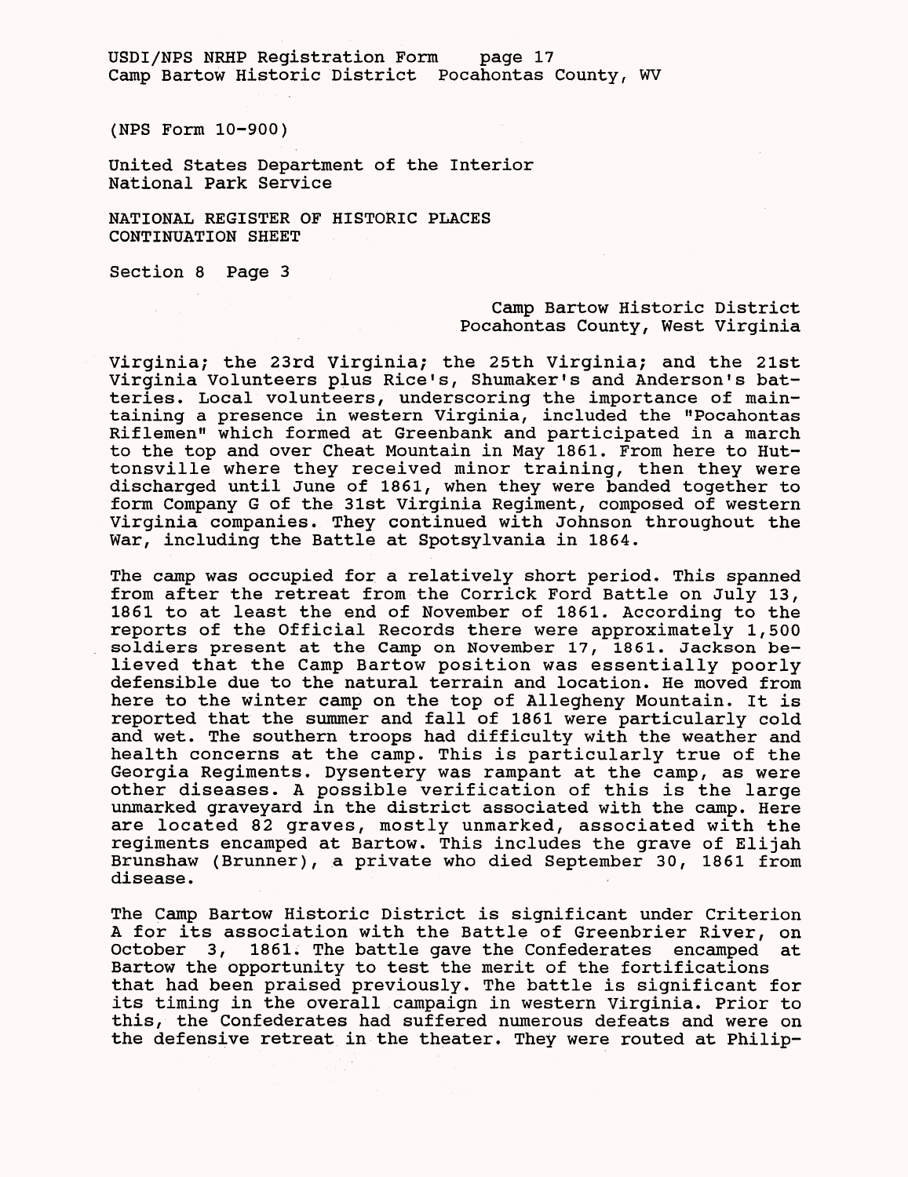(NPS Form 10-900)

United States Department of the Interior
National Park Service

NATIONAL REGISTER OF HISTORIC PLACES
CONTINUATION SHEET

Section 8 Page 3

Camp Bartow Historic District
Pocahontas County, West Virginia

Virginia; the 23rd Virginia; the 25th Virginia; and the 21st Virginia Volunteers plus Rice's, Shumaker's and Anderson's batteries. Local volunteers, underscoring the importance of maintaining a presence in western Virginia, included the "Pocahontas Riflemen" which formed at Greenbank and participated in a march to the top and over Cheat Mountain in May 1861. From here to Huttonsville where they received minor training, then they were discharged until June of 1861, when they were banded together to form Company G of the 31st Virginia Regiment, composed of western Virginia companies. They continued with Johnson throughout the War, including the Battle at Spotsylvania in 1864.

The camp was occupied for a relatively short period. This spanned from after the retreat from the Corrick Ford Battle on July 13, 1861 to at least the end of November of 1861. According to the reports of the Official Records there were approximately 1,500 soldiers present at the Camp on November 17, 1861. Jackson believed that the Camp Bartow position was essentially poorly defensible due to the natural terrain and location. He moved from here to the winter camp on the top of Allegheny Mountain. It is reported that the summer and fall of 1861 were particularly cold and wet. The southern troops had difficulty with the weather and health concerns at the camp. This is particularly true of the Georgia Regiments. Dysentery was rampant at the camp, as were other diseases. A possible verification of this is the large unmarked graveyard in the district associated with the camp. Here are located 82 graves, mostly unmarked, associated with the regiments encamped at Bartow. This includes the grave of Elijah Brunshaw (Brunner), a private who died September 30, 1861 from disease.

The Camp Bartow Historic District is significant under Criterion A for its association with the Battle of Greenbrier River, on October 3, 1861. The battle gave the Confederates encamped at Bartow the opportunity to test the merit of the fortifications that had been praised previously. The battle is significant for its timing in the overall campaign in western Virginia. Prior to this, the Confederates had suffered numerous defeats and were on the defensive retreat in the theater. They were routed at Philip-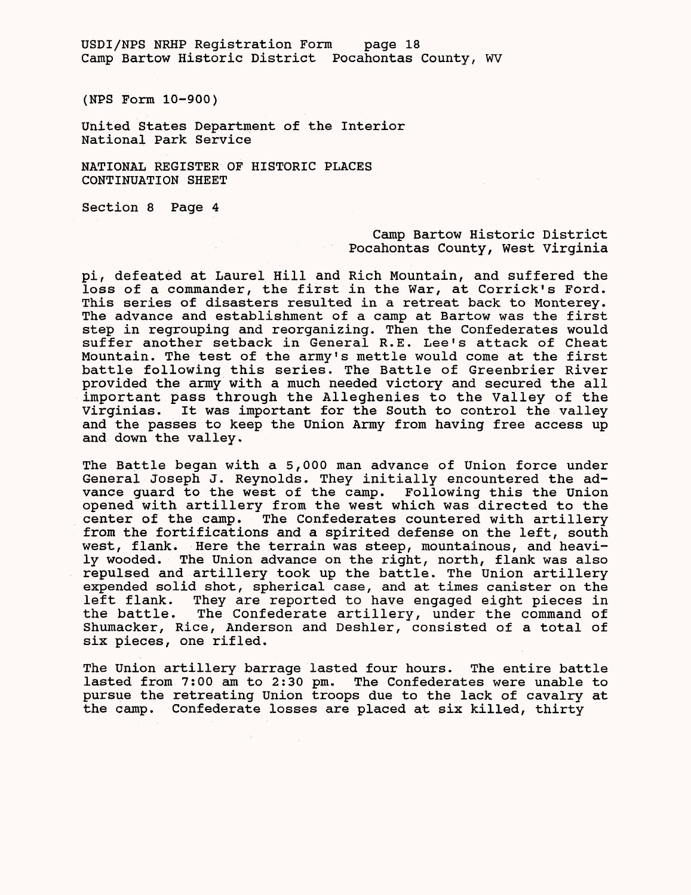(NPS Form 10-900)

United States Department of the Interior
National Park Service

NATIONAL REGISTER OF HISTORIC PLACES
CONTINUATION SHEET

Section 8 Page 4

Camp Bartow Historic District
Pocahontas County, West Virginia

pi, defeated at Laurel Hill and Rich Mountain, and suffered the loss of a commander, the first in the War, at Corrick's Ford. This series of disasters resulted in a retreat back to Monterey. The advance and establishment of a camp at Bartow was the first step in regrouping and reorganizing. Then the Confederates would suffer another setback in General R.E. Lee's attack of Cheat Mountain. The test of the army's mettle would come at the first battle following this series. The Battle of Greenbrier River provided the army with a much needed victory and secured the all important pass through the Alleghenies to the Valley of the Virginias. It was important for the South to control the valley and the passes to keep the Union Army from having free access up and down the valley.

The Battle began with a 5,000 man advance of Union force under General Joseph J. Reynolds. They initially encountered the advance guard to the west of the camp. Following this the Union opened with artillery from the west which was directed to the center of the camp. The Confederates countered with artillery from the fortifications and a spirited defense on the left, south west, flank. Here the terrain was steep, mountainous, and heavily wooded. The Union advance on the right, north, flank was also repulsed and artillery took up the battle. The Union artillery expended solid shot, spherical case, and at times canister on the left flank. They are reported to have engaged eight pieces in the battle. The Confederate artillery, under the command of Shumacker, Rice, Anderson and Deshler, consisted of a total of six pieces, one rifled.

The Union artillery barrage lasted four hours. The entire battle lasted from 7:00 am to 2:30 pm. The Confederates were unable to pursue the retreating Union troops due to the lack of cavalry at the camp. Confederate losses are placed at six killed, thirty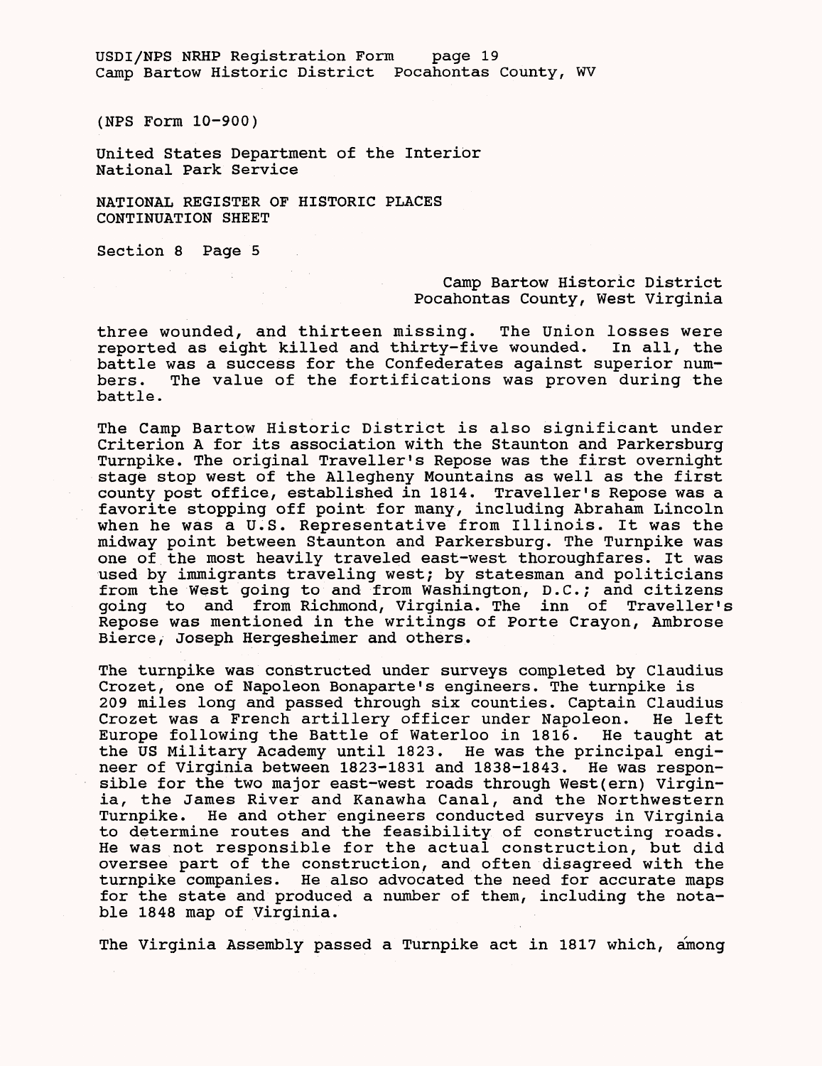(NPS Form 10-900)

United States Department of the Interior
National Park Service

NATIONAL REGISTER OF HISTORIC PLACES
CONTINUATION SHEET

Section 8 Page 5

Camp Bartow Historic District
Pocahontas County, West Virginia

three wounded, and thirteen missing. The Union losses were reported as eight killed and thirty-five wounded. In all, the battle was a success for the Confederates against superior numbers. The value of the fortifications was proven during the battle.

The Camp Bartow Historic District is also significant under Criterion A for its association with the Staunton and Parkersburg Turnpike. The original Traveller's Repose was the first overnight stage stop west of the Allegheny Mountains as well as the first county post office, established in 1814. Traveller's Repose was a favorite stopping off point for many, including Abraham Lincoln when he was a U.S. Representative from Illinois. It was the midway point between Staunton and Parkersburg. The Turnpike was one of the most heavily traveled east-west thoroughfares. It was used by immigrants traveling west; by statesman and politicians from the West going to and from Washington, D.C.; and citizens going to and from Richmond, Virginia. The inn of Traveller's Repose was mentioned in the writings of Porte Crayon, Ambrose Bierce, Joseph Hergesheimer and others.

The turnpike was constructed under surveys completed by Claudius Crozet, one of Napoleon Bonaparte's engineers. The turnpike is 209 miles long and passed through six counties. Captain Claudius Crozet was a French artillery officer under Napoleon. He left Europe following the Battle of Waterloo in 1816. He taught at the US Military Academy until 1823. He was the principal engineer of Virginia between 1823-1831 and 1838-1843. He was responsible for the two major east-west roads through West(ern) Virginia, the James River and Kanawha Canal, and the Northwestern Turnpike. He and other engineers conducted surveys in Virginia to determine routes and the feasibility of constructing roads. He was not responsible for the actual construction, but did oversee part of the construction, and often disagreed with the turnpike companies. He also advocated the need for accurate maps for the state and produced a number of them, including the notable 1848 map of Virginia.

The Virginia Assembly passed a Turnpike act in 1817 which, among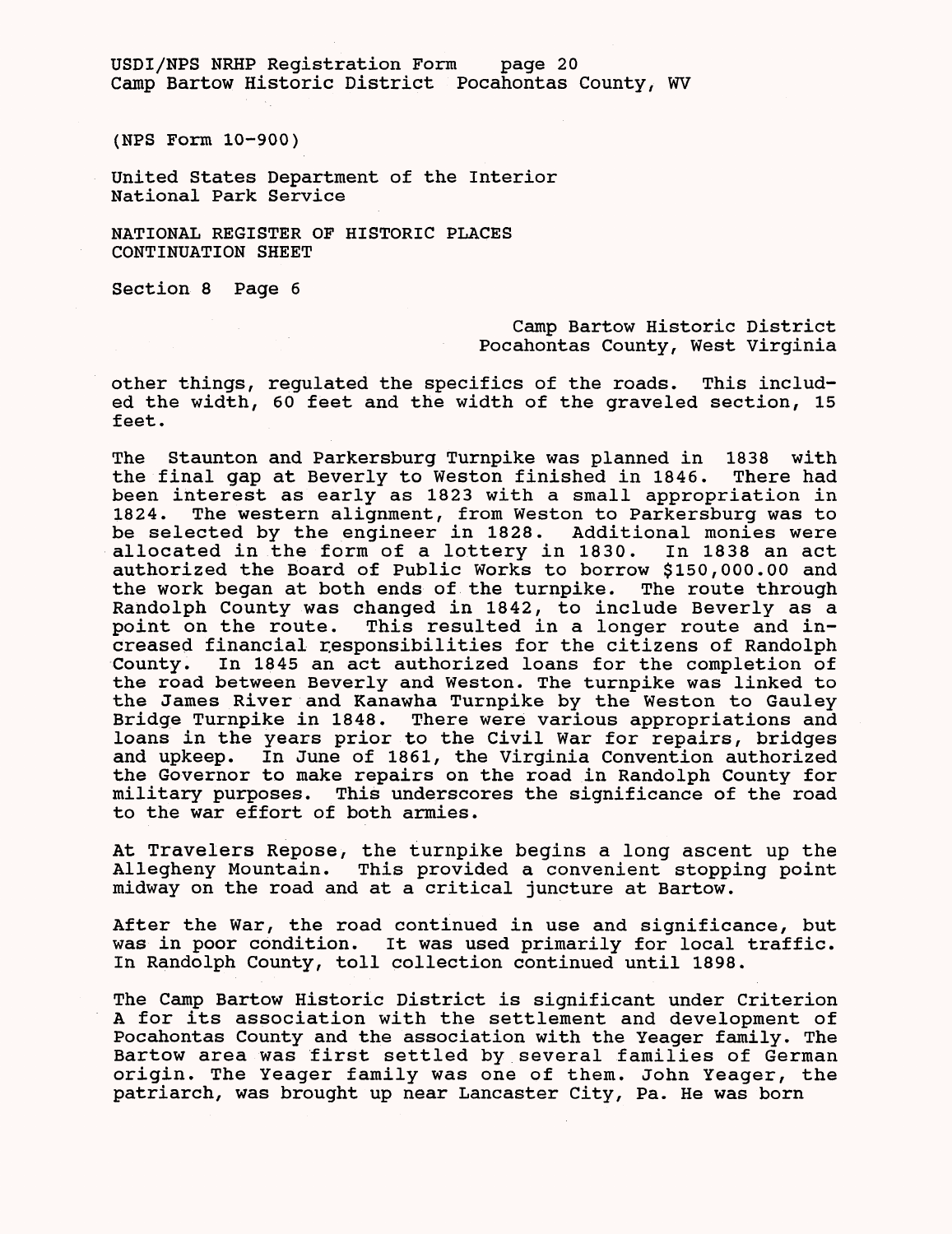other things, regulated the specifics of the roads. This included the width, 60 feet and the width of the graveled section, 15 feet.

The Staunton and Parkersburg Turnpike was planned in 1838 with the final gap at Beverly to Weston finished in 1846. There had been interest as early as 1823 with a small appropriation in 1824. The western alignment, from Weston to Parkersburg was to be selected by the engineer in 1828. Additional monies were allocated in the form of a lottery in 1830. In 1838 an act authorized the Board of Public Works to borrow $150,000.00 and the work began at both ends of the turnpike. The route through Randolph County was changed in 1842, to include Beverly as a point on the route. This resulted in a longer route and increased financial responsibilities for the citizens of Randolph County. In 1845 an act authorized loans for the completion of the road between Beverly and Weston. The turnpike was linked to the James River and Kanawha Turnpike by the Weston to Gauley Bridge Turnpike in 1848. There were various appropriations and loans in the years prior to the Civil War for repairs, bridges and upkeep. In June of 1861, the Virginia Convention authorized the Governor to make repairs on the road in Randolph County for military purposes. This underscores the significance of the road to the war effort of both armies.

At Travelers Repose, the turnpike begins a long ascent up the Allegheny Mountain. This provided a convenient stopping point midway on the road and at a critical juncture at Bartow.

After the War, the road continued in use and significance, but was in poor condition. It was used primarily for local traffic. In Randolph County, toll collection continued until 1898.

The Camp Bartow Historic District is significant under Criterion A for its association with the settlement and development of Pocahontas County and the association with the Yeager family. The Bartow area was first settled by several families of German origin. The Yeager family was one of them. John Yeager, the patriarch, was brought up near Lancaster City, Pa. He was born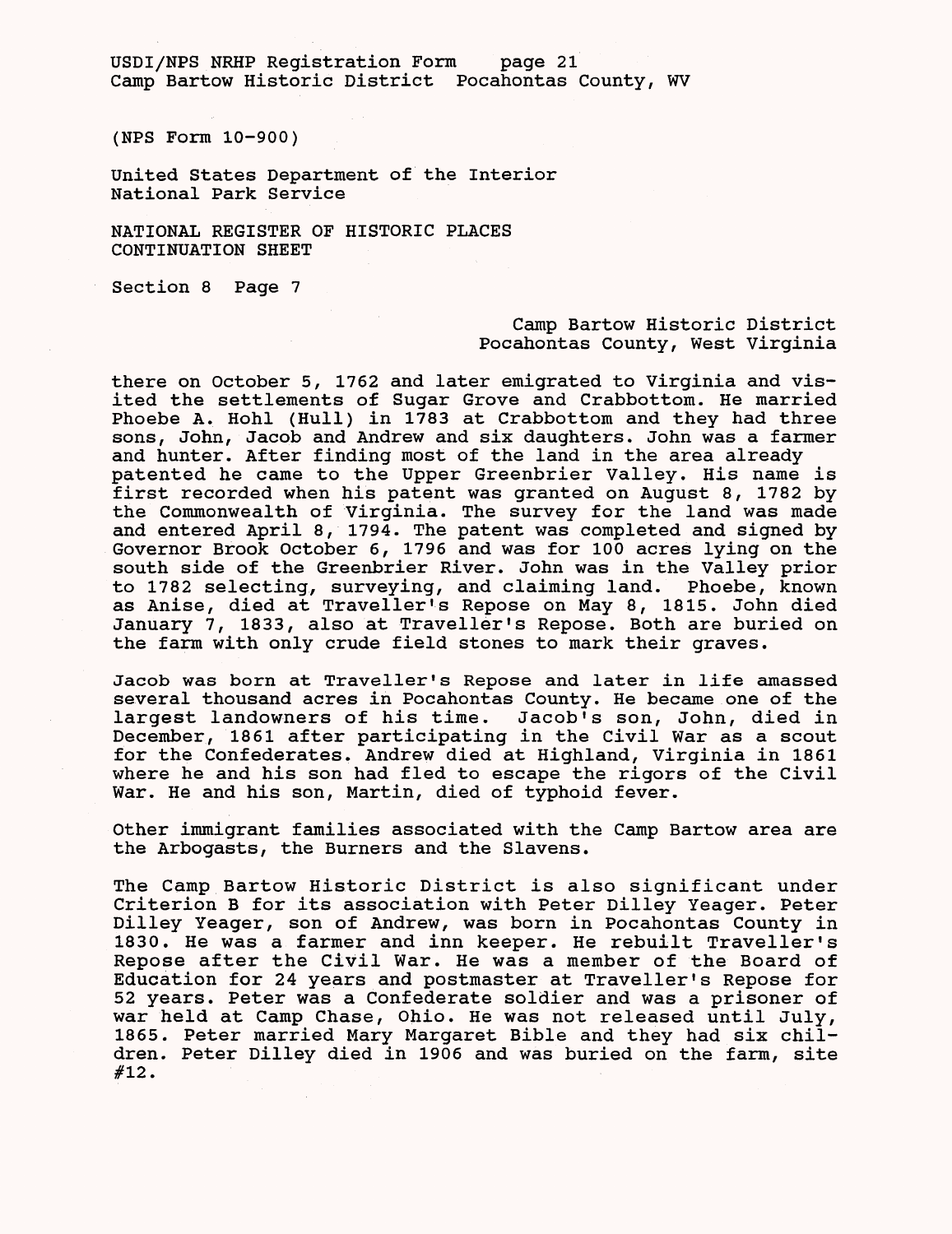(NPS Form 10-900)

United States Department of the Interior
National Park Service

NATIONAL REGISTER OF HISTORIC PLACES
CONTINUATION SHEET

Section 8 Page 7

Camp Bartow Historic District
Pocahontas County, West Virginia

there on October 5, 1762 and later emigrated to Virginia and visited the settlements of Sugar Grove and Crabbottom. He married Phoebe A. Hohl (Hull) in 1783 at Crabbottom and they had three sons, John, Jacob and Andrew and six daughters. John was a farmer and hunter. After finding most of the land in the area already patented he came to the Upper Greenbrier Valley. His name is first recorded when his patent was granted on August 8, 1782 by the Commonwealth of Virginia. The survey for the land was made and entered April 8, 1794. The patent was completed and signed by Governor Brook October 6, 1796 and was for 100 acres lying on the south side of the Greenbrier River. John was in the Valley prior to 1782 selecting, surveying, and claiming land. Phoebe, known as Anise, died at Traveller's Repose on May 8, 1815. John died January 7, 1833, also at Traveller's Repose. Both are buried on the farm with only crude field stones to mark their graves.

Jacob was born at Traveller's Repose and later in life amassed several thousand acres in Pocahontas County. He became one of the largest landowners of his time. Jacob's son, John, died in December, 1861 after participating in the Civil War as a scout for the Confederates. Andrew died at Highland, Virginia in 1861 where he and his son had fled to escape the rigors of the Civil War. He and his son, Martin, died of typhoid fever.

Other immigrant families associated with the Camp Bartow area are the Arbogasts, the Burners and the Slavens.

The Camp Bartow Historic District is also significant under Criterion B for its association with Peter Dilley Yeager. Peter Dilley Yeager, son of Andrew, was born in Pocahontas County in 1830. He was a farmer and inn keeper. He rebuilt Traveller's Repose after the Civil War. He was a member of the Board of Education for 24 years and postmaster at Traveller's Repose for 52 years. Peter was a Confederate soldier and was a prisoner of war held at Camp Chase, Ohio. He was not released until July, 1865. Peter married Mary Margaret Bible and they had six children. Peter Dilley died in 1906 and was buried on the farm, site #12.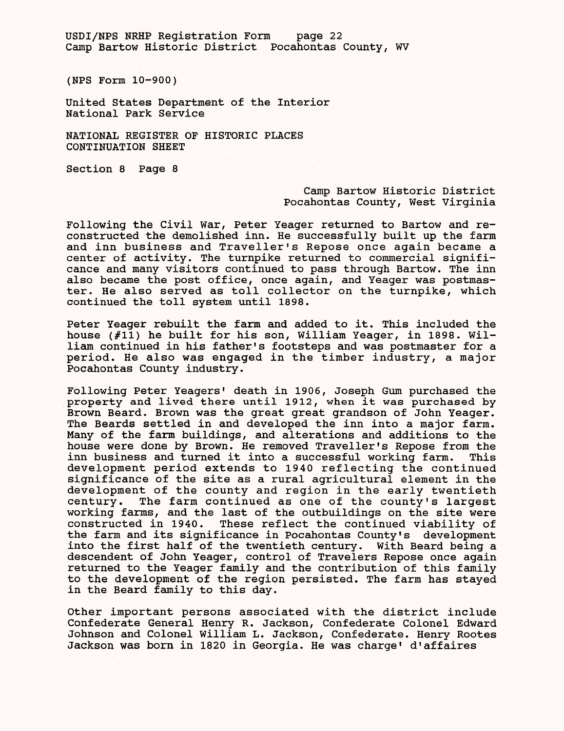(NPS Form 10-900)

United States Department of the Interior
National Park Service

NATIONAL REGISTER OF HISTORIC PLACES
CONTINUATION SHEET

Section 8 Page 8

Camp Bartow Historic District
Pocahontas County, West Virginia

Following the Civil War, Peter Yeager returned to Bartow and reconstructed the demolished inn. He successfully built up the farm and inn business and Traveller's Repose once again became a center of activity. The turnpike returned to commercial significance and many visitors continued to pass through Bartow. The inn also became the post office, once again, and Yeager was postmaster. He also served as toll collector on the turnpike, which continued the toll system until 1898.

Peter Yeager rebuilt the farm and added to it. This included the house (#11) he built for his son, William Yeager, in 1898. William continued in his father's footsteps and was postmaster for a period. He also was engaged in the timber industry, a major Pocahontas County industry.

Following Peter Yeagers' death in 1906, Joseph Gum purchased the property and lived there until 1912, when it was purchased by Brown Beard. Brown was the great great grandson of John Yeager. The Beards settled in and developed the inn into a major farm. Many of the farm buildings, and alterations and additions to the house were done by Brown. He removed Traveller's Repose from the inn business and turned it into a successful working farm. This development period extends to 1940 reflecting the continued significance of the site as a rural agricultural element in the development of the county and region in the early twentieth century. The farm continued as one of the county's largest working farms, and the last of the outbuildings on the site were constructed in 1940. These reflect the continued viability of the farm and its significance in Pocahontas County's development into the first half of the twentieth century. With Beard being a descendent of John Yeager, control of Travelers Repose once again returned to the Yeager family and the contribution of this family to the development of the region persisted. The farm has stayed in the Beard family to this day.

Other important persons associated with the district include Confederate General Henry R. Jackson, Confederate Colonel Edward Johnson and Colonel William L. Jackson, Confederate. Henry Rootes Jackson was born in 1820 in Georgia. He was charge' d'affaires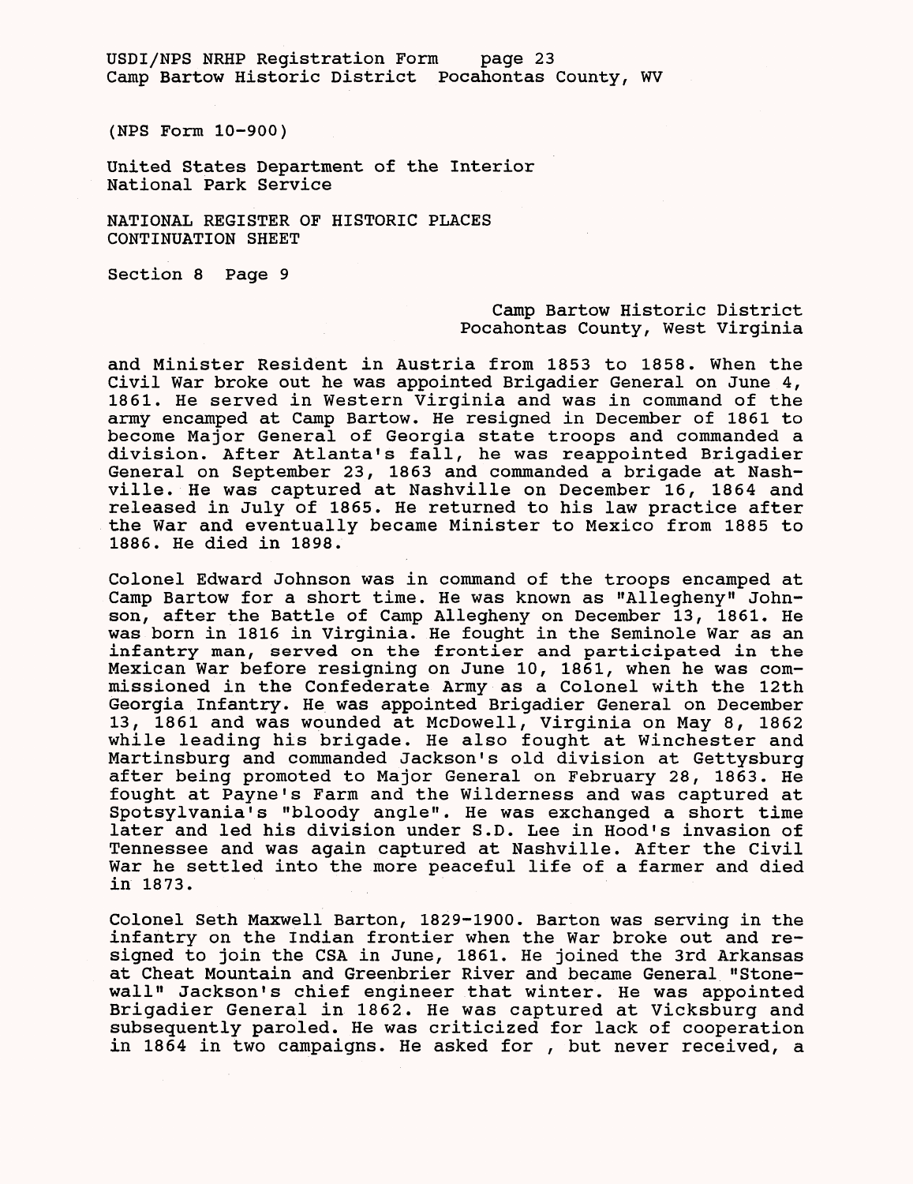(NPS Form 10-900)

United States Department of the Interior
National Park Service

NATIONAL REGISTER OF HISTORIC PLACES
CONTINUATION SHEET

Section 8 Page 9

Camp Bartow Historic District
Pocahontas County, West Virginia

and Minister Resident in Austria from 1853 to 1858. When the Civil War broke out he was appointed Brigadier General on June 4, 1861. He served in Western Virginia and was in command of the army encamped at Camp Bartow. He resigned in December of 1861 to become Major General of Georgia state troops and commanded a division. After Atlanta's fall, he was reappointed Brigadier General on September 23, 1863 and commanded a brigade at Nashville. He was captured at Nashville on December 16, 1864 and released in July of 1865. He returned to his law practice after the War and eventually became Minister to Mexico from 1885 to 1886. He died in 1898.

Colonel Edward Johnson was in command of the troops encamped at Camp Bartow for a short time. He was known as "Allegheny" Johnson, after the Battle of Camp Allegheny on December 13, 1861. He was born in 1816 in Virginia. He fought in the Seminole War as an infantry man, served on the frontier and participated in the Mexican War before resigning on June 10, 1861, when he was commissioned in the Confederate Army as a Colonel with the 12th Georgia Infantry. He was appointed Brigadier General on December 13, 1861 and was wounded at McDowell, Virginia on May 8, 1862 while leading his brigade. He also fought at Winchester and Martinsburg and commanded Jackson's old division at Gettysburg after being promoted to Major General on February 28, 1863. He fought at Payne's Farm and the Wilderness and was captured at Spotsylvania's "bloody angle". He was exchanged a short time later and led his division under S.D. Lee in Hood's invasion of Tennessee and was again captured at Nashville. After the Civil War he settled into the more peaceful life of a farmer and died in 1873.

Colonel Seth Maxwell Barton, 1829-1900. Barton was serving in the infantry on the Indian frontier when the War broke out and resigned to join the CSA in June, 1861. He joined the 3rd Arkansas at Cheat Mountain and Greenbrier River and became General "Stonewall" Jackson's chief engineer that winter. He was appointed Brigadier General in 1862. He was captured at Vicksburg and subsequently paroled. He was criticized for lack of cooperation in 1864 in two campaigns. He asked for , but never received, a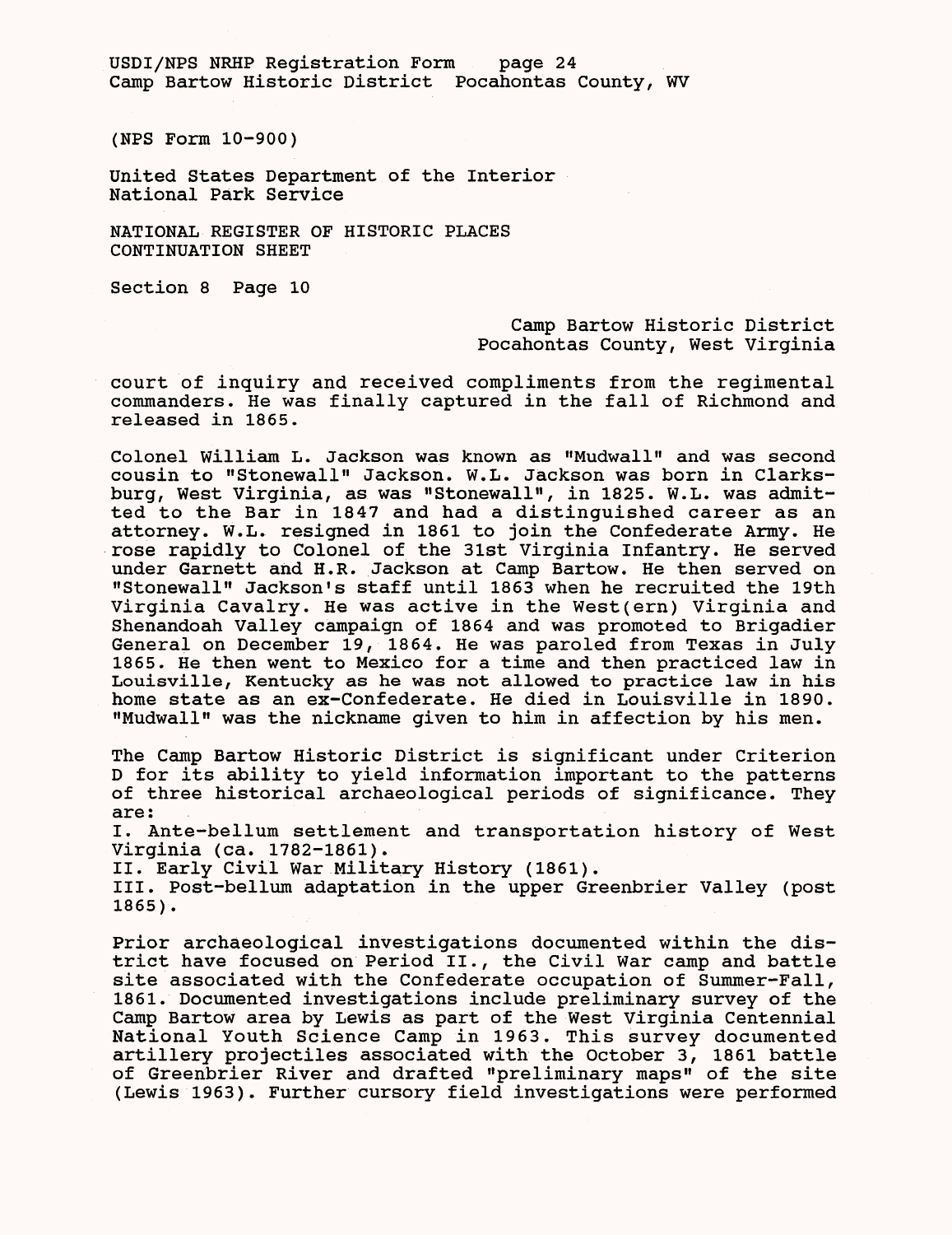(NPS Form 10-900)

United States Department of the Interior
National Park Service

NATIONAL REGISTER OF HISTORIC PLACES
CONTINUATION SHEET

Section 8 Page 10

Camp Bartow Historic District
Pocahontas County, West Virginia

court of inquiry and received compliments from the regimental commanders. He was finally captured in the fall of Richmond and released in 1865.

Colonel William L. Jackson was known as "Mudwall" and was second cousin to "Stonewall" Jackson. W.L. Jackson was born in Clarksburg, West Virginia, as was "Stonewall", in 1825. W.L. was admitted to the Bar in 1847 and had a distinguished career as an attorney. W.L. resigned in 1861 to join the Confederate Army. He rose rapidly to Colonel of the 31st Virginia Infantry. He served under Garnett and H.R. Jackson at Camp Bartow. He then served on "Stonewall" Jackson's staff until 1863 when he recruited the 19th Virginia Cavalry. He was active in the West(ern) Virginia and Shenandoah Valley campaign of 1864 and was promoted to Brigadier General on December 19, 1864. He was paroled from Texas in July 1865. He then went to Mexico for a time and then practiced law in Louisville, Kentucky as he was not allowed to practice law in his home state as an ex-Confederate. He died in Louisville in 1890. "Mudwall" was the nickname given to him in affection by his men.

The Camp Bartow Historic District is significant under Criterion D for its ability to yield information important to the patterns of three historical archaeological periods of significance. They are:

I. Ante-bellum settlement and transportation history of West Virginia (ca. 1782-1861).

II. Early Civil War Military History (1861).

III. Post-bellum adaptation in the upper Greenbrier Valley (post 1865).

Prior archaeological investigations documented within the district have focused on Period II., the Civil War camp and battle site associated with the Confederate occupation of Summer-Fall, 1861. Documented investigations include preliminary survey of the Camp Bartow area by Lewis as part of the West Virginia Centennial National Youth Science Camp in 1963. This survey documented artillery projectiles associated with the October 3, 1861 battle of Greenbrier River and drafted "preliminary maps" of the site (Lewis 1963). Further cursory field investigations were performed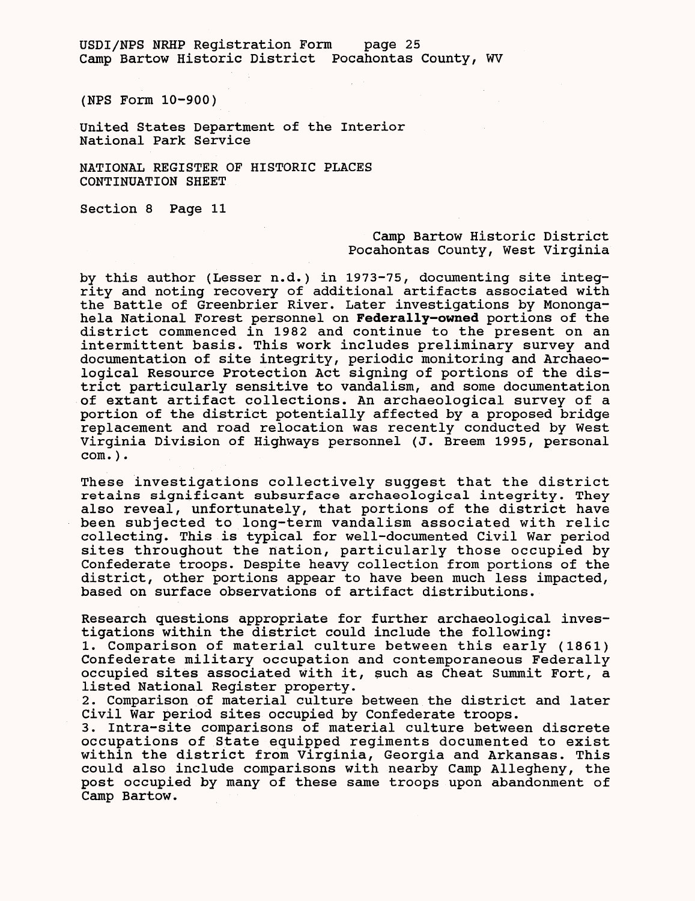(NPS Form 10-900)

United States Department of the Interior
National Park Service

NATIONAL REGISTER OF HISTORIC PLACES
CONTINUATION SHEET

Section 8 Page 11

Camp Bartow Historic District
Pocahontas County, West Virginia

by this author (Lesser n.d.) in 1973-75, documenting site integrity and noting recovery of additional artifacts associated with the Battle of Greenbrier River. Later investigations by Monongahela National Forest personnel on **Federally-owned** portions of the district commenced in 1982 and continue to the present on an intermittent basis. This work includes preliminary survey and documentation of site integrity, periodic monitoring and Archaeological Resource Protection Act signing of portions of the district particularly sensitive to vandalism, and some documentation of extant artifact collections. An archaeological survey of a portion of the district potentially affected by a proposed bridge replacement and road relocation was recently conducted by West Virginia Division of Highways personnel (J. Breem 1995, personal com.).

These investigations collectively suggest that the district retains significant subsurface archaeological integrity. They also reveal, unfortunately, that portions of the district have been subjected to long-term vandalism associated with relic collecting. This is typical for well-documented Civil War period sites throughout the nation, particularly those occupied by Confederate troops. Despite heavy collection from portions of the district, other portions appear to have been much less impacted, based on surface observations of artifact distributions.

Research questions appropriate for further archaeological investigations within the district could include the following:

1. Comparison of material culture between this early (1861) Confederate military occupation and contemporaneous Federally occupied sites associated with it, such as Cheat Summit Fort, a listed National Register property.
2. Comparison of material culture between the district and later Civil War period sites occupied by Confederate troops.
3. Intra-site comparisons of material culture between discrete occupations of State equipped regiments documented to exist within the district from Virginia, Georgia and Arkansas. This could also include comparisons with nearby Camp Allegheny, the post occupied by many of these same troops upon abandonment of Camp Bartow.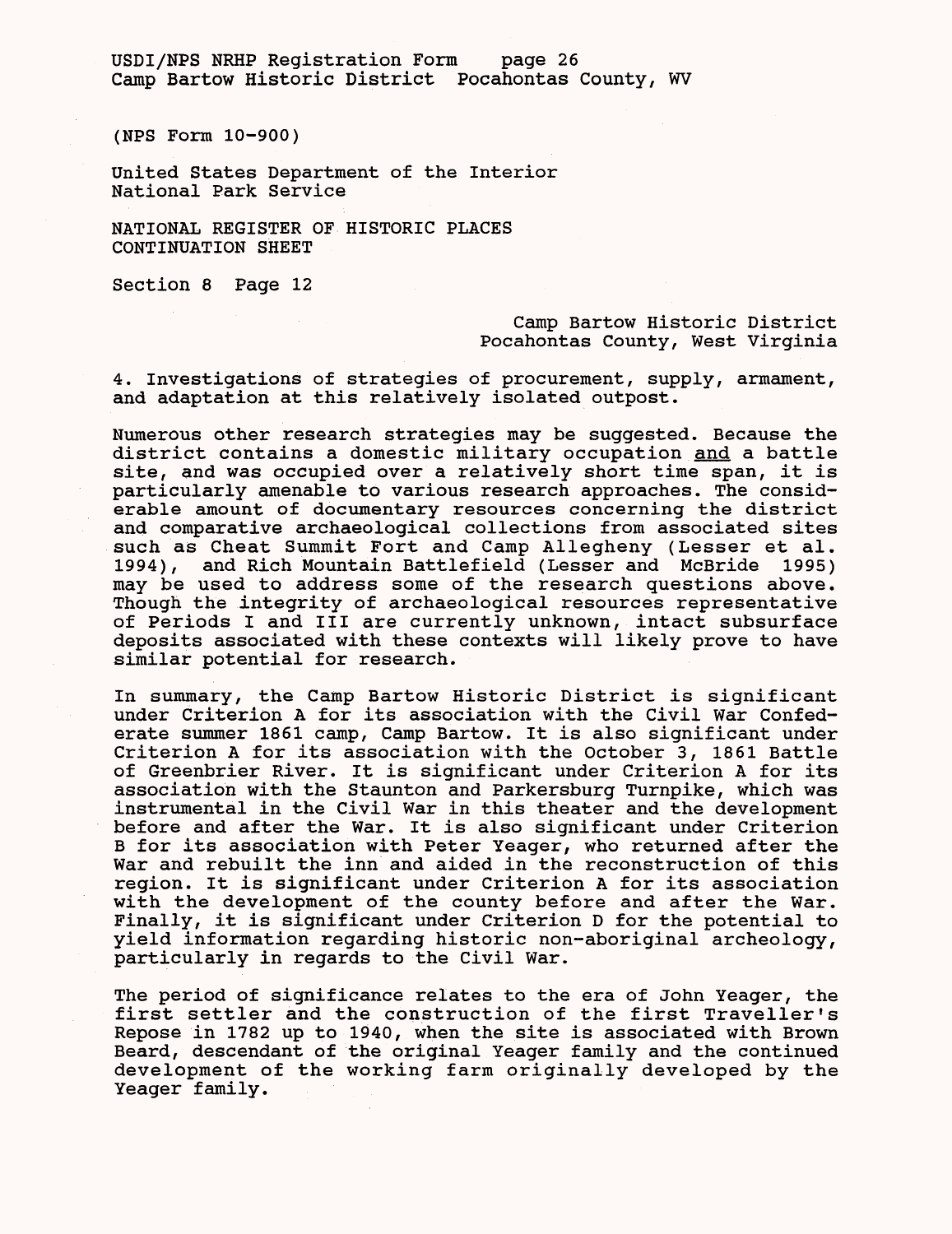4. Investigations of strategies of procurement, supply, armament, and adaptation at this relatively isolated outpost.

Numerous other research strategies may be suggested. Because the district contains a domestic military occupation <u>and</u> a battle site, and was occupied over a relatively short time span, it is particularly amenable to various research approaches. The considerable amount of documentary resources concerning the district and comparative archaeological collections from associated sites such as Cheat Summit Fort and Camp Allegheny (Lesser et al. 1994), and Rich Mountain Battlefield (Lesser and McBride 1995) may be used to address some of the research questions above. Though the integrity of archaeological resources representative of Periods I and III are currently unknown, intact subsurface deposits associated with these contexts will likely prove to have similar potential for research.

In summary, the Camp Bartow Historic District is significant under Criterion A for its association with the Civil War Confederate summer 1861 camp, Camp Bartow. It is also significant under Criterion A for its association with the October 3, 1861 Battle of Greenbrier River. It is significant under Criterion A for its association with the Staunton and Parkersburg Turnpike, which was instrumental in the Civil War in this theater and the development before and after the War. It is also significant under Criterion B for its association with Peter Yeager, who returned after the War and rebuilt the inn and aided in the reconstruction of this region. It is significant under Criterion A for its association with the development of the county before and after the War. Finally, it is significant under Criterion D for the potential to yield information regarding historic non-aboriginal archeology, particularly in regards to the Civil War.

The period of significance relates to the era of John Yeager, the first settler and the construction of the first Traveller's Repose in 1782 up to 1940, when the site is associated with Brown Beard, descendant of the original Yeager family and the continued development of the working farm originally developed by the Yeager family.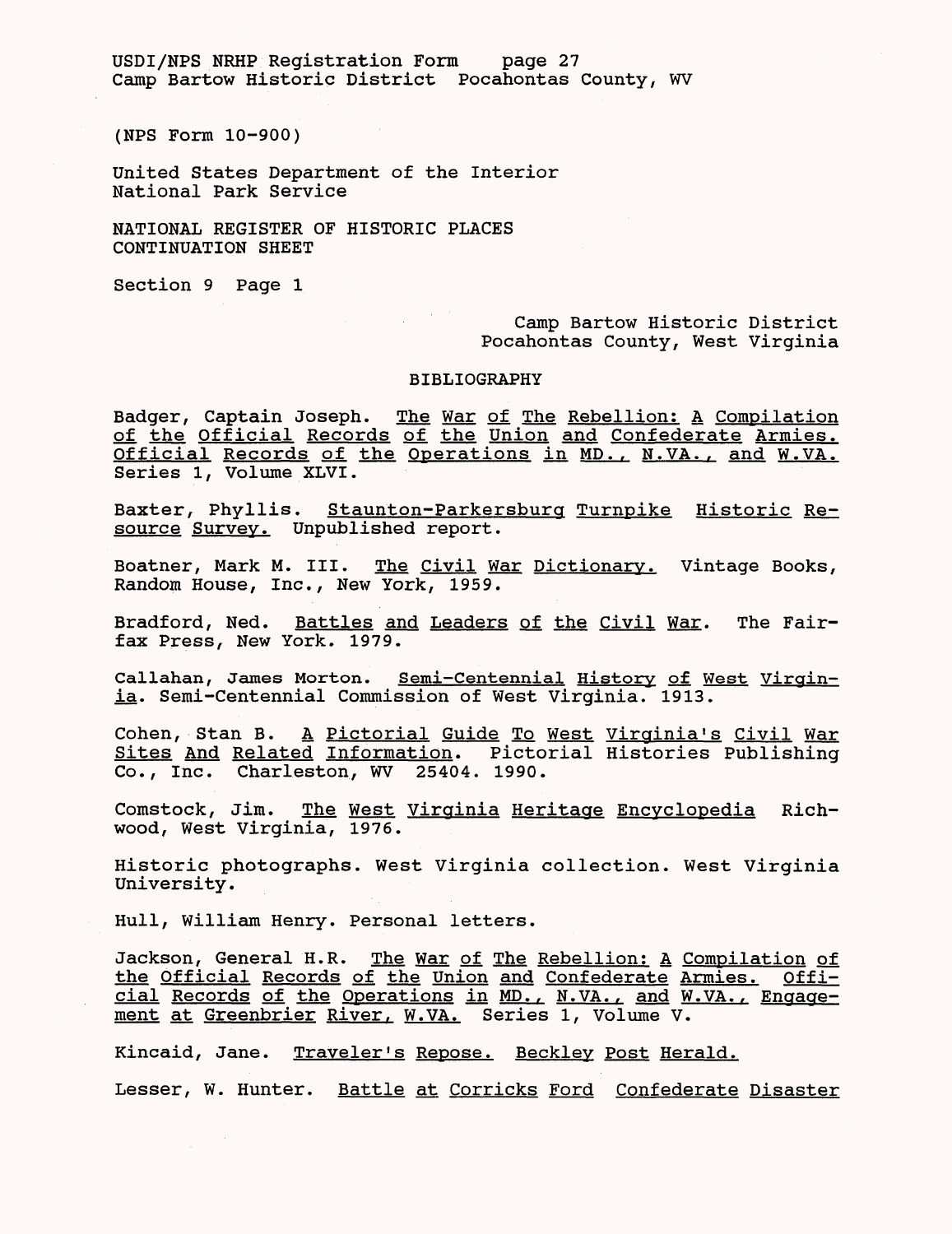(NPS Form 10-900)

United States Department of the Interior
National Park Service

NATIONAL REGISTER OF HISTORIC PLACES
CONTINUATION SHEET

Section 9 Page 1

Camp Bartow Historic District
Pocahontas County, West Virginia

## BIBLIOGRAPHY

Badger, Captain Joseph. The War of The Rebellion: A Compilation of the Official Records of the Union and Confederate Armies. Official Records of the Operations in MD., N.VA., and W.VA. Series 1, Volume XLVI.

Baxter, Phyllis. Staunton-Parkersburg Turnpike Historic Resource Survey. Unpublished report.

Boatner, Mark M. III. The Civil War Dictionary. Vintage Books, Random House, Inc., New York, 1959.

Bradford, Ned. Battles and Leaders of the Civil War. The Fairfax Press, New York. 1979.

Callahan, James Morton. Semi-Centennial History of West Virginia. Semi-Centennial Commission of West Virginia. 1913.

Cohen, Stan B. A Pictorial Guide To West Virginia's Civil War Sites And Related Information. Pictorial Histories Publishing Co., Inc. Charleston, WV 25404. 1990.

Comstock, Jim. The West Virginia Heritage Encyclopedia Richwood, West Virginia, 1976.

Historic photographs. West Virginia collection. West Virginia University.

Hull, William Henry. Personal letters.

Jackson, General H.R. The War of The Rebellion: A Compilation of the Official Records of the Union and Confederate Armies. Official Records of the Operations in MD., N.VA., and W.VA., Engagement at Greenbrier River, W.VA. Series 1, Volume V.

Kincaid, Jane. Traveler's Repose. Beckley Post Herald.

Lesser, W. Hunter. Battle at Corricks Ford Confederate Disaster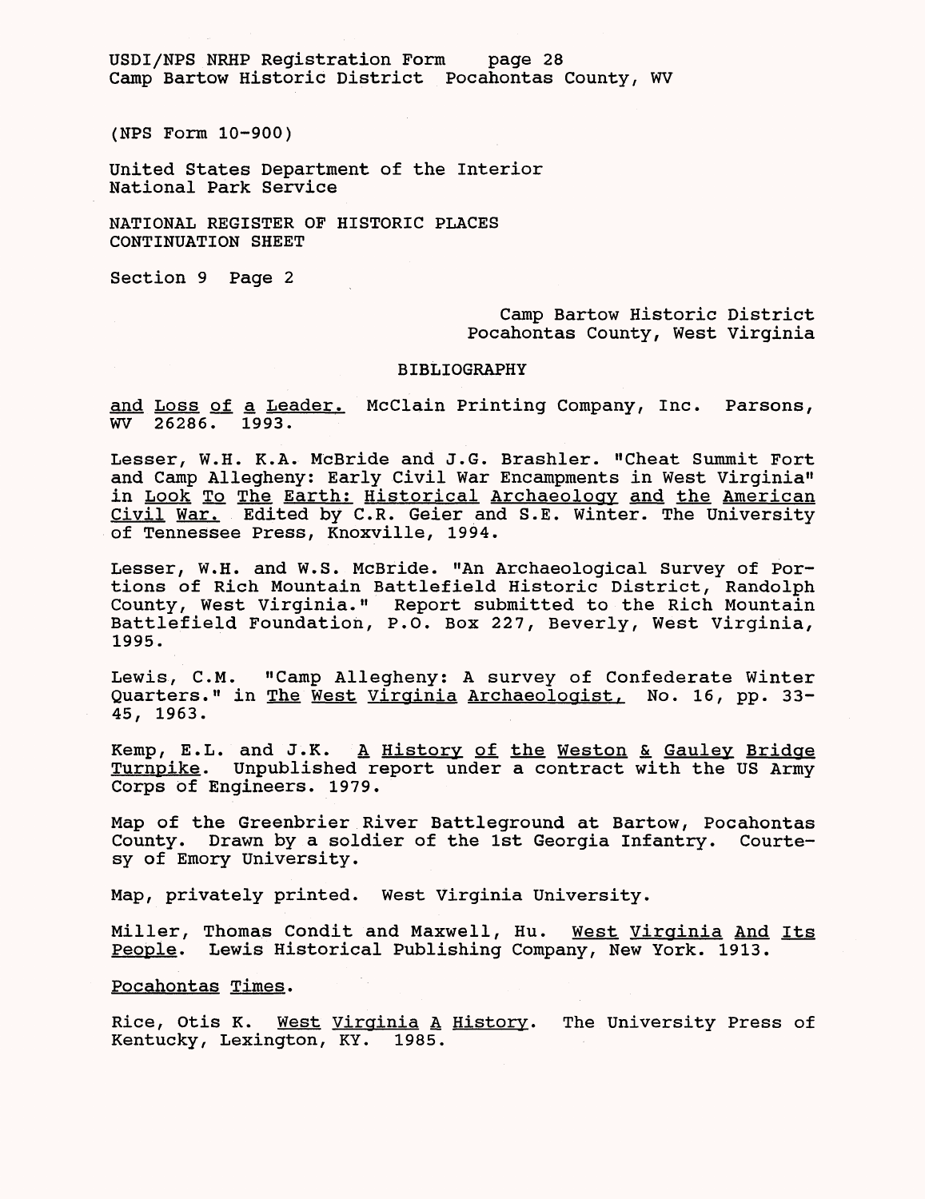(NPS Form 10-900)

United States Department of the Interior
National Park Service

NATIONAL REGISTER OF HISTORIC PLACES
CONTINUATION SHEET

Section 9 Page 2

Camp Bartow Historic District
Pocahontas County, West Virginia

BIBLIOGRAPHY

and Loss of a Leader. McClain Printing Company, Inc. Parsons, WV 26286. 1993.

Lesser, W.H. K.A. McBride and J.G. Brashler. "Cheat Summit Fort and Camp Allegheny: Early Civil War Encampments in West Virginia" in Look To The Earth: Historical Archaeology and the American Civil War. Edited by C.R. Geier and S.E. Winter. The University of Tennessee Press, Knoxville, 1994.

Lesser, W.H. and W.S. McBride. "An Archaeological Survey of Portions of Rich Mountain Battlefield Historic District, Randolph County, West Virginia." Report submitted to the Rich Mountain Battlefield Foundation, P.O. Box 227, Beverly, West Virginia, 1995.

Lewis, C.M. "Camp Allegheny: A survey of Confederate Winter Quarters." in The West Virginia Archaeologist, No. 16, pp. 33-45, 1963.

Kemp, E.L. and J.K. A History of the Weston & Gauley Bridge Turnpike. Unpublished report under a contract with the US Army Corps of Engineers. 1979.

Map of the Greenbrier River Battleground at Bartow, Pocahontas County. Drawn by a soldier of the 1st Georgia Infantry. Courtesy of Emory University.

Map, privately printed. West Virginia University.

Miller, Thomas Condit and Maxwell, Hu. West Virginia And Its People. Lewis Historical Publishing Company, New York. 1913.

Pocahontas Times.

Rice, Otis K. West Virginia A History. The University Press of Kentucky, Lexington, KY. 1985.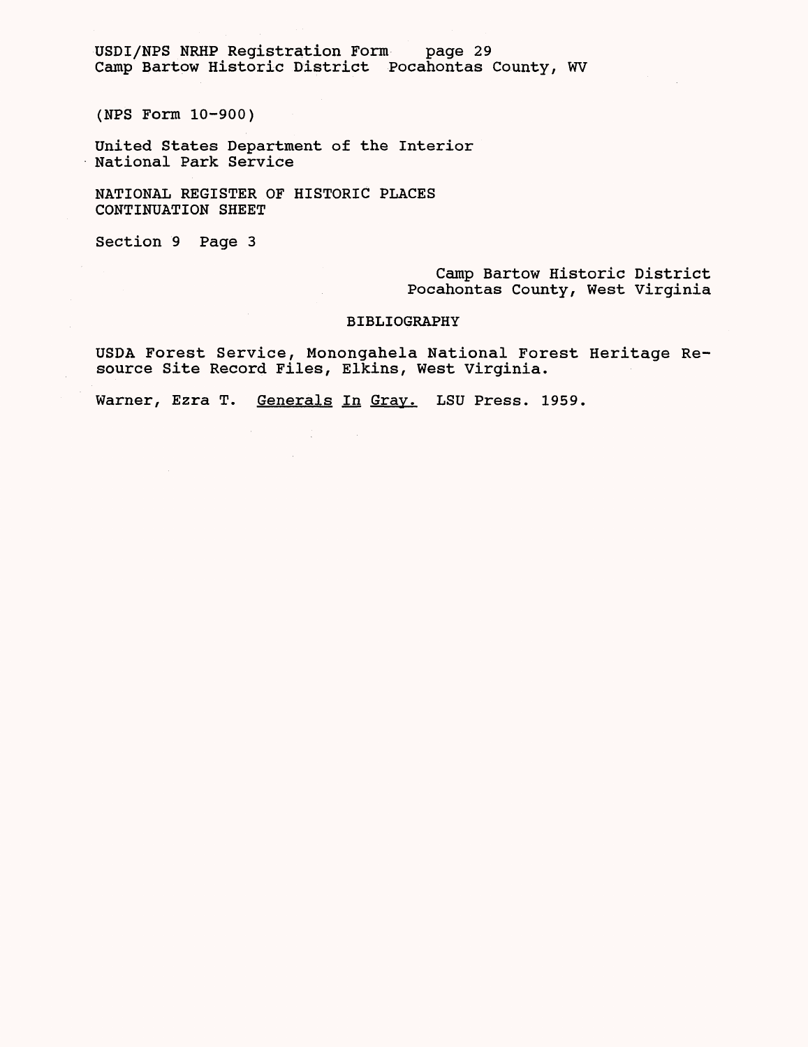(NPS Form 10-900)

United States Department of the Interior
National Park Service

NATIONAL REGISTER OF HISTORIC PLACES
CONTINUATION SHEET

Section 9 Page 3

Camp Bartow Historic District
Pocahontas County, West Virginia

## BIBLIOGRAPHY

USDA Forest Service, Monongahela National Forest Heritage Resource Site Record Files, Elkins, West Virginia.

Warner, Ezra T. Generals In Gray. LSU Press. 1959.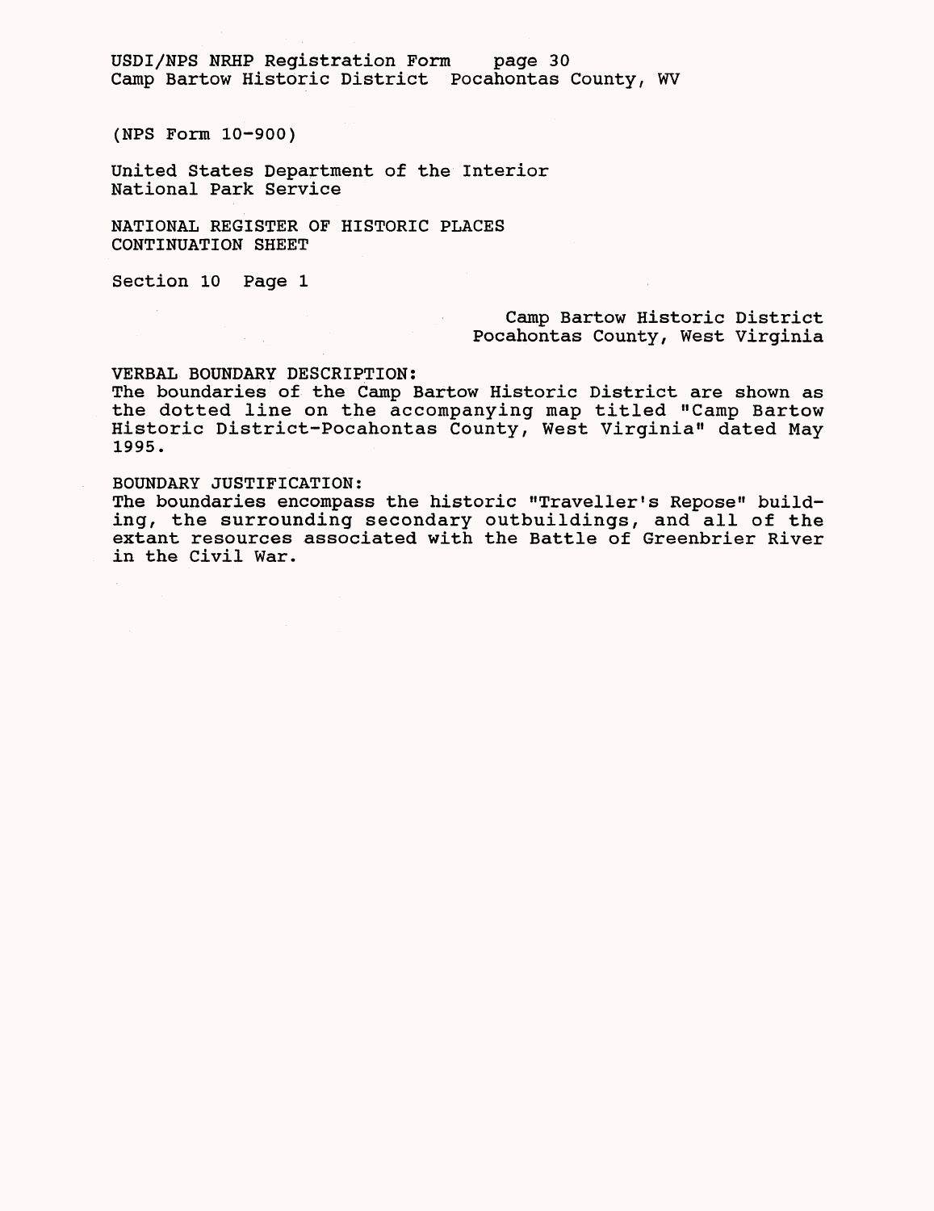(NPS Form 10-900)

United States Department of the Interior
National Park Service

NATIONAL REGISTER OF HISTORIC PLACES
CONTINUATION SHEET

Section 10 Page 1

Camp Bartow Historic District
Pocahontas County, West Virginia

VERBAL BOUNDARY DESCRIPTION:
The boundaries of the Camp Bartow Historic District are shown as the dotted line on the accompanying map titled "Camp Bartow Historic District-Pocahontas County, West Virginia" dated May 1995.

BOUNDARY JUSTIFICATION:
The boundaries encompass the historic "Traveller's Repose" building, the surrounding secondary outbuildings, and all of the extant resources associated with the Battle of Greenbrier River in the Civil War.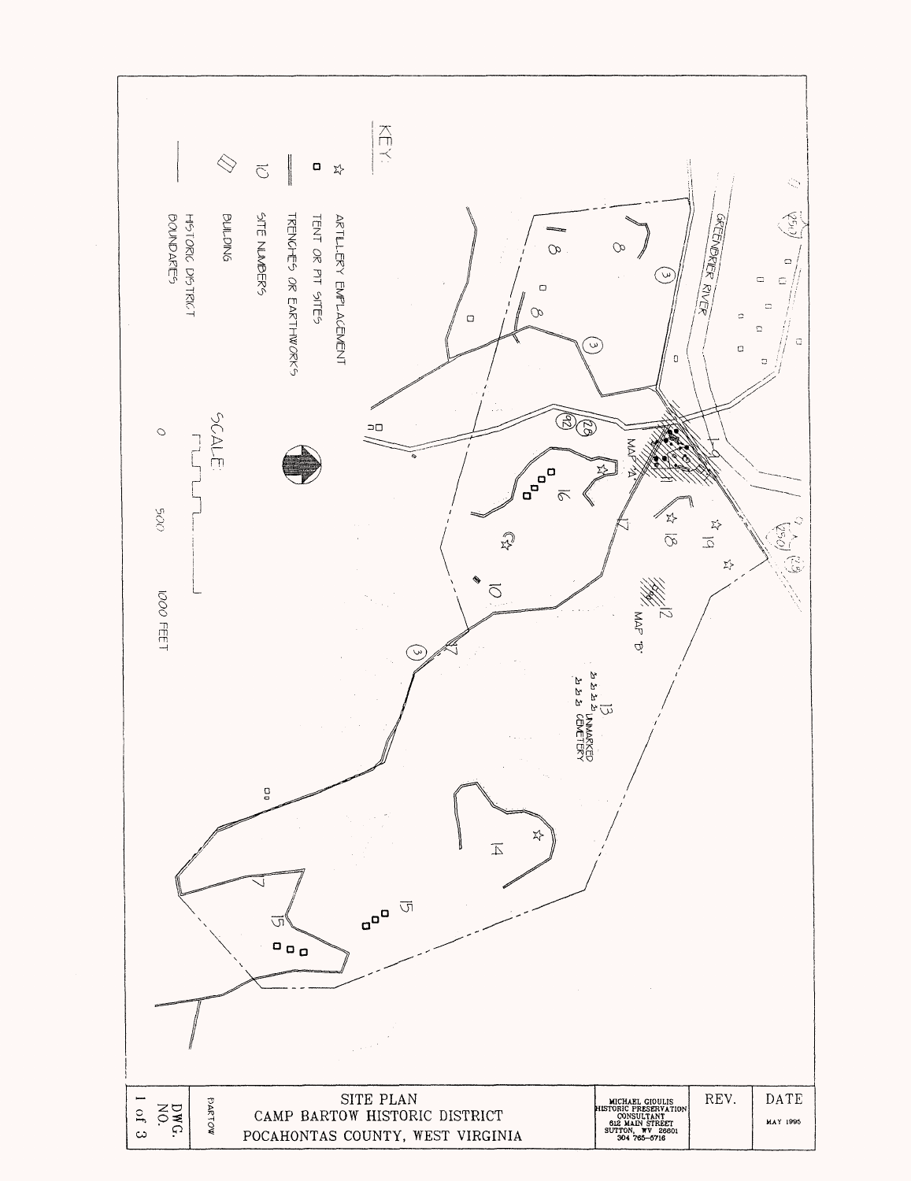KEY:

- ☆ ARTILLERY EMPLACEMENT
- ▫ TENT OR PIT SITES
- ═ TRENCHES OR EARTHWORKS
- 10 SITE NUMBERS
- ▱ BUILDING
- — HISTORIC DISTRICT BOUNDARIES

SCALE:

0 500 1000 FEET

GREENBRIER RIVER

MAP 'A'

MAP 'B'

13 UNMARKED CEMETERY

8, 9, 10, 11, 12, 14, 15, 16, 17, 18, 19

250, 28, 92, 3

| SITE PLAN CAMP BARTOW HISTORIC DISTRICT POCAHONTAS COUNTY, WEST VIRGINIA | MICHAEL GIOULIS HISTORIC PRESERVATION CONSULTANT 612 MAIN STREET SUTTON, WV 26601 304 765-5716 | REV. | DATE MAY 1995 |
| --- | --- | --- | --- |
| DWG. NO. 1 of 3 | BARTOW | | |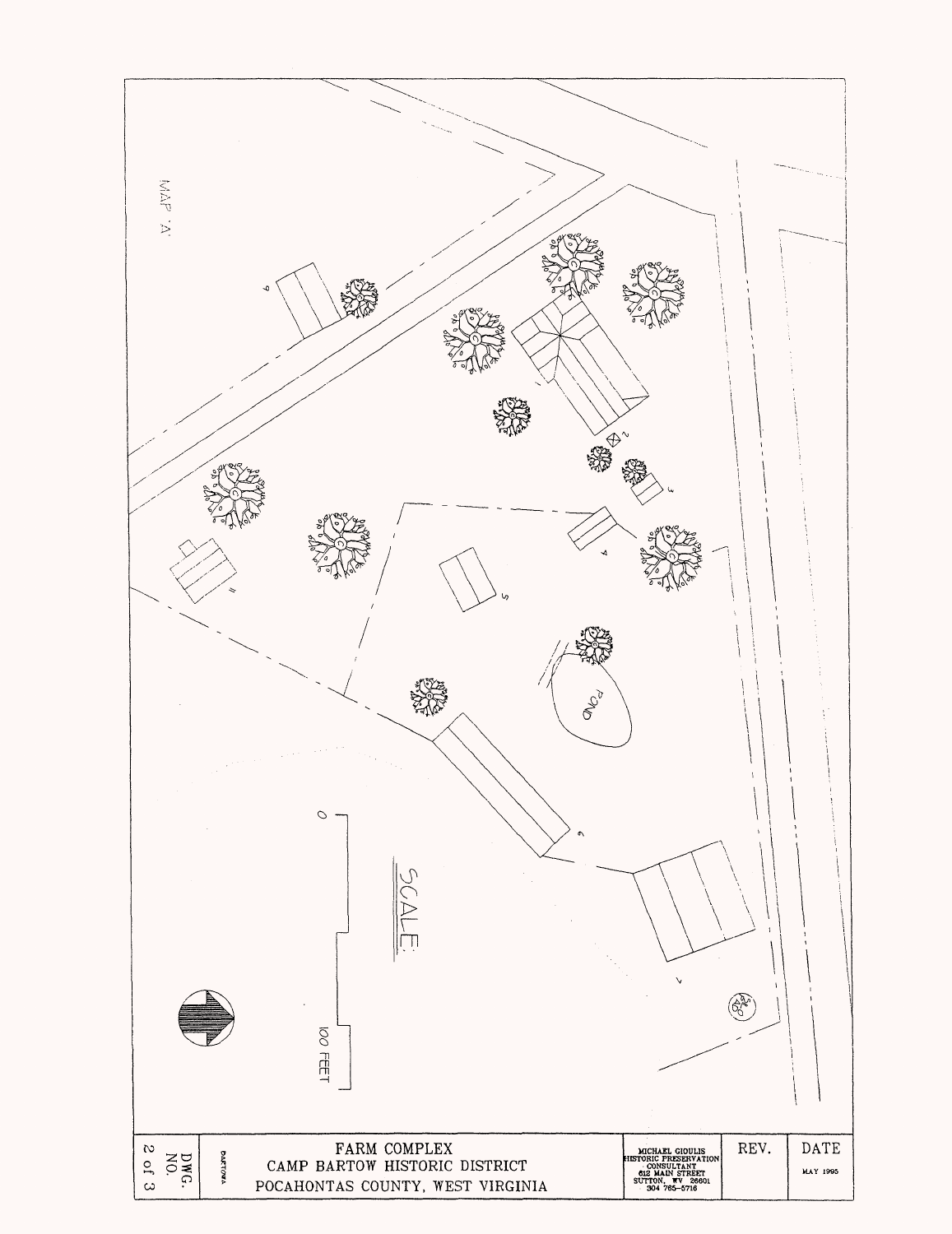MAP 'A'

POND

SCALE:

0

100 FEET

| DWG. NO. 2 of 3 | BARTOWA | FARM COMPLEX<br>CAMP BARTOW HISTORIC DISTRICT<br>POCAHONTAS COUNTY, WEST VIRGINIA | MICHAEL GIOULIS<br>HISTORIC PRESERVATION CONSULTANT<br>612 MAIN STREET<br>SUTTON, WV 26601<br>304 765-5716 | REV. | DATE<br>MAY 1995 |
|---|---|---|---|---|---|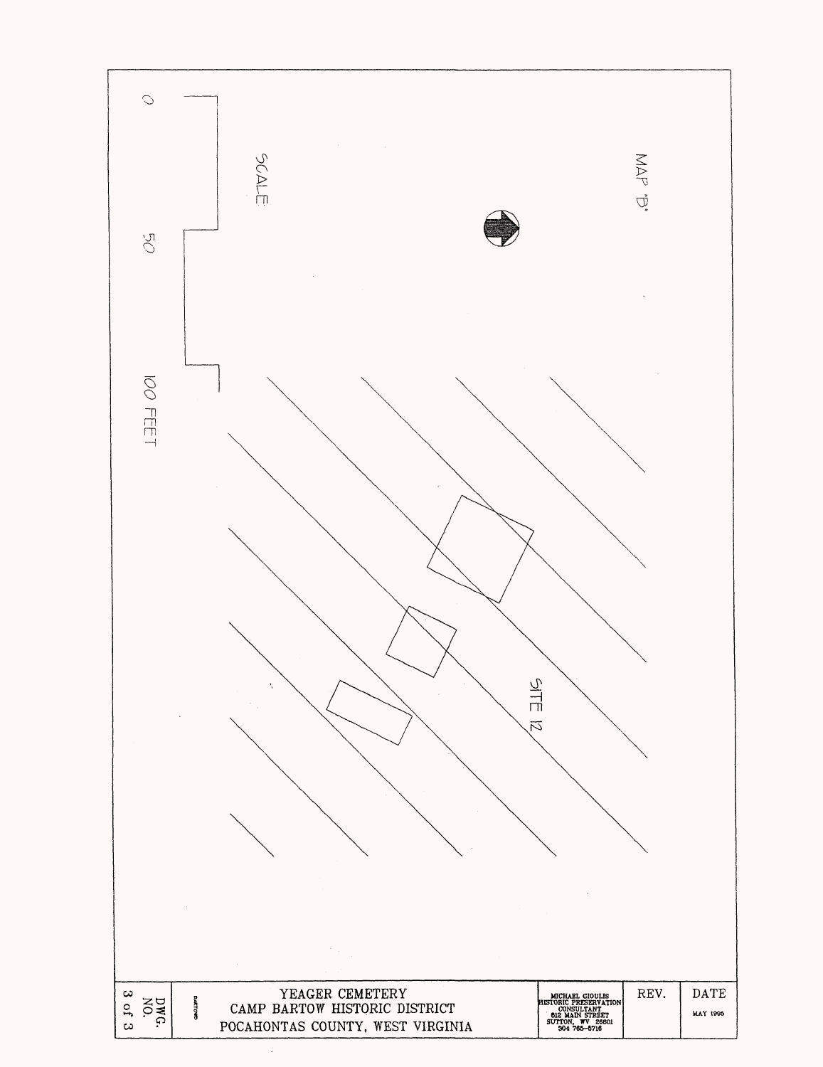MAP "B"

SCALE

0 50 100 FEET

SITE 12

| YEAGER CEMETERY<br>CAMP BARTOW HISTORIC DISTRICT<br>POCAHONTAS COUNTY, WEST VIRGINIA | MICHAEL GIOULIS<br>HISTORIC PRESERVATION CONSULTANT<br>612 MAIN STREET<br>SUTTON, WV 26601<br>304 765-5716 | REV. | DATE<br>MAY 1995 |
|---|---|---|---|

DWG. NO. 3 of 3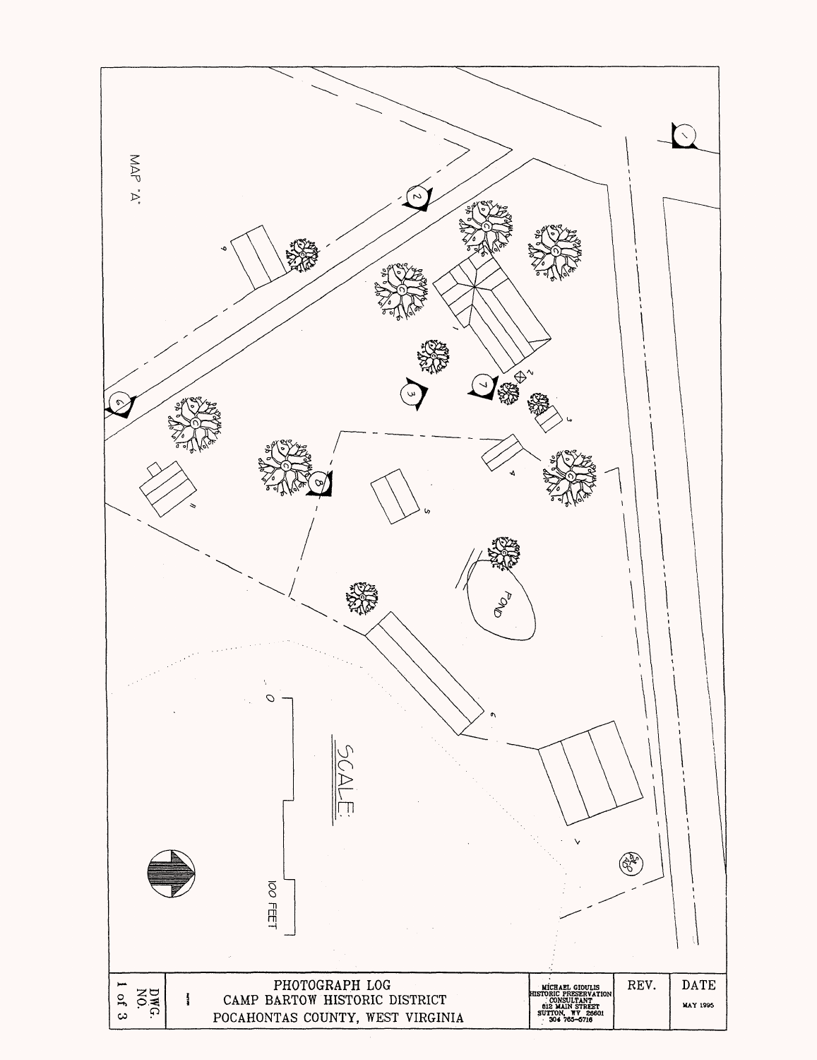MAP "A"

SCALE:

0

100 FEET

PHOTOGRAPH LOG
CAMP BARTOW HISTORIC DISTRICT
POCAHONTAS COUNTY, WEST VIRGINIA

MICHAEL GIOULIS
HISTORIC PRESERVATION
CONSULTANT
612 MAIN STREET
SUTTON, WV 26601
304 765-5716

REV.

DATE
MAY 1995

DWG. NO.
1 of 3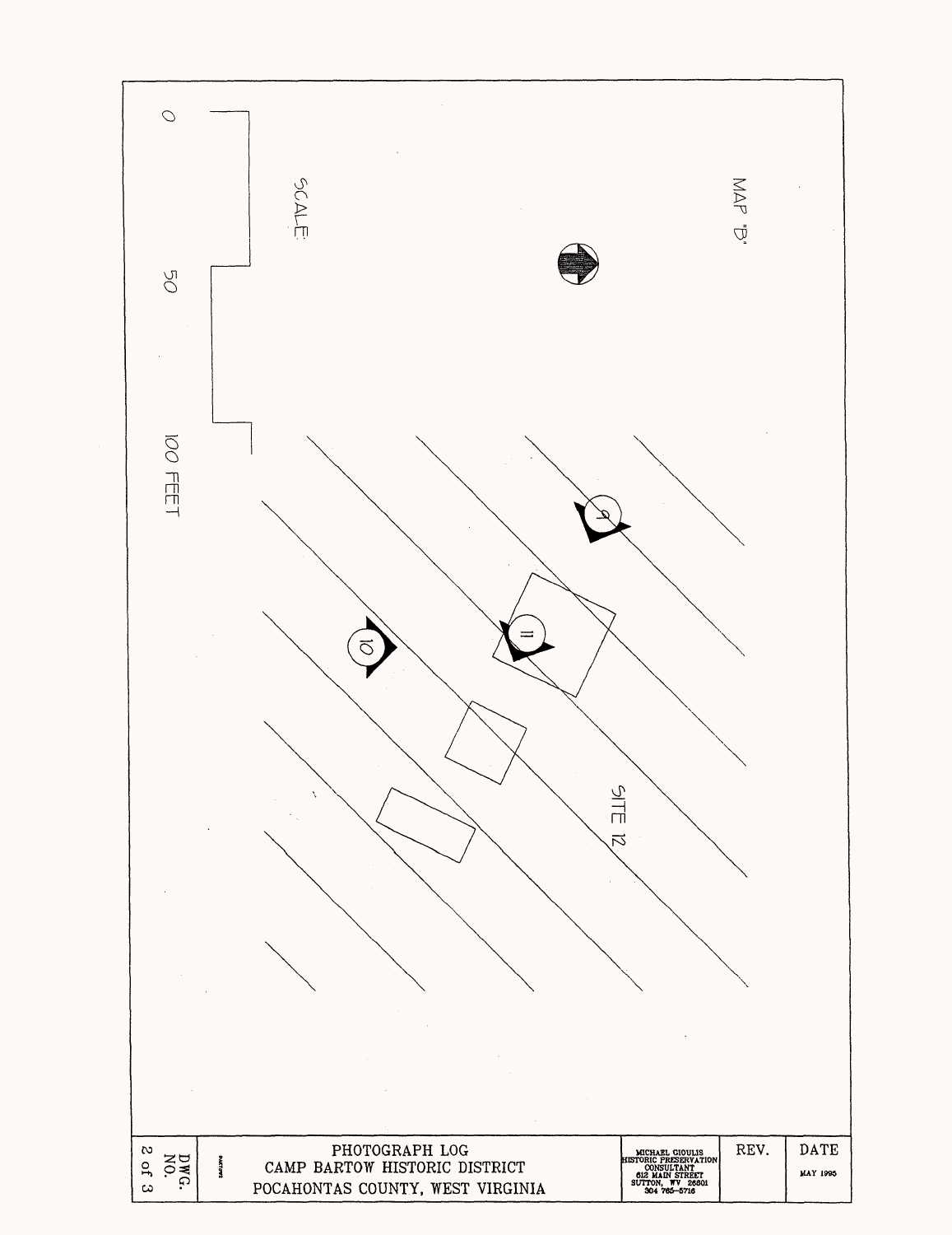MAP "B"

SCALE:

0 50 100 FEET

9

10

11

SITE 12

| PHOTOGRAPH LOG<br>CAMP BARTOW HISTORIC DISTRICT<br>POCAHONTAS COUNTY, WEST VIRGINIA | MICHAEL GIOULIS<br>HISTORIC PRESERVATION CONSULTANT<br>612 MAIN STREET<br>SUTTON, WV 26601<br>304 765-5716 | REV. | DATE<br>MAY 1995 |
|---|---|---|---|

DWG. NO. 2 of 3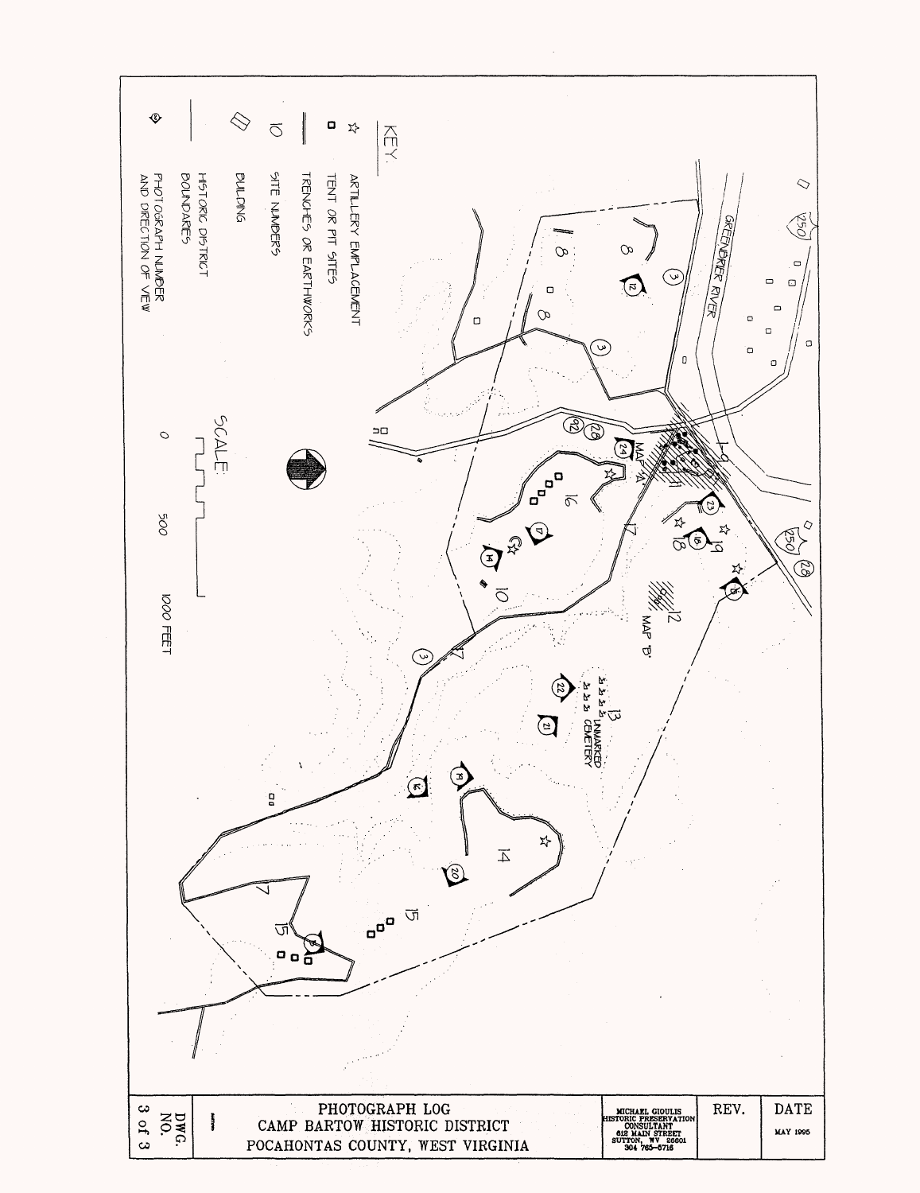KEY

☆ ARTILLERY EMPLACEMENT

□ TENT OR PIT SITES

TRENCHES OR EARTHWORKS

10 SITE NUMBERS

BUILDING

HISTORIC DISTRICT BOUNDARIES

PHOTOGRAPH NUMBER AND DIRECTION OF VIEW

SCALE:

0 500 1000 FEET

GREENBRIER RIVER

MAP 'A'

MAP 'B'

UNMARKED CEMETERY

PHOTOGRAPH LOG

CAMP BARTOW HISTORIC DISTRICT

POCAHONTAS COUNTY, WEST VIRGINIA

MICHAEL GIOULIS
HISTORIC PRESERVATION CONSULTANT
612 MAIN STREET
SUTTON, WV 26601
304 765-5716

| REV. | DATE |
|---|---|
| | MAY 1995 |

DWG. NO. 3 of 3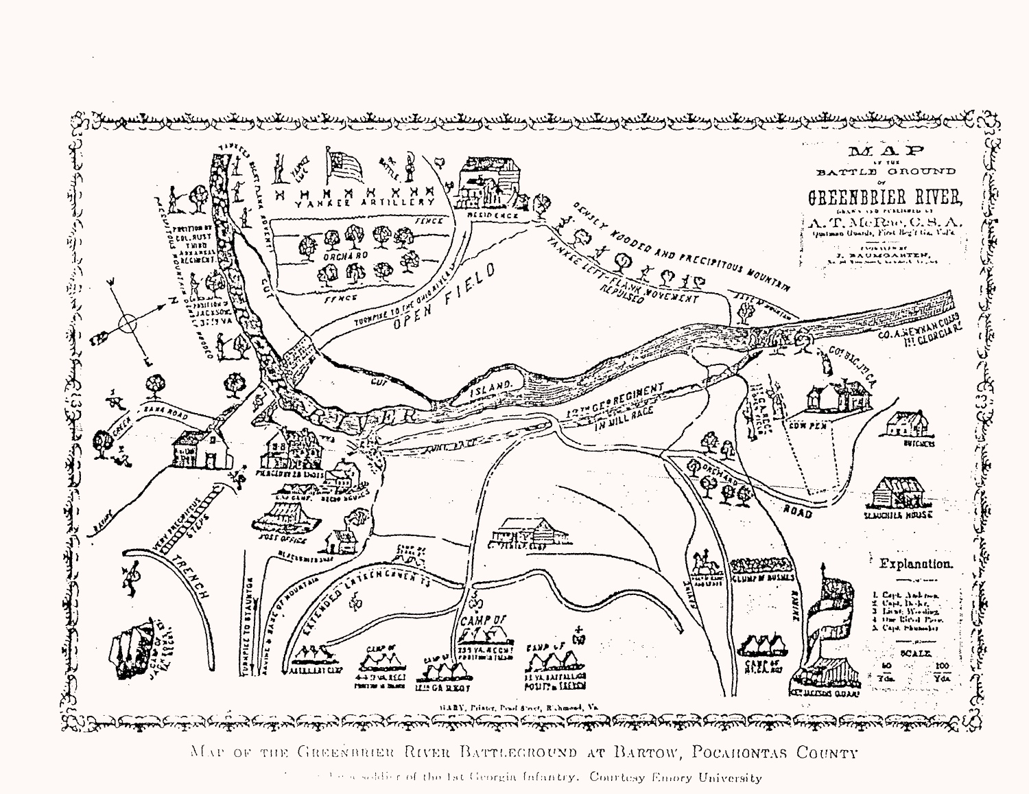MAP OF THE GREENBRIER RIVER BATTLEGROUND AT BARTOW, POCAHONTAS COUNTY

a soldier of the 1st Georgia Infantry. Courtesy Emory University